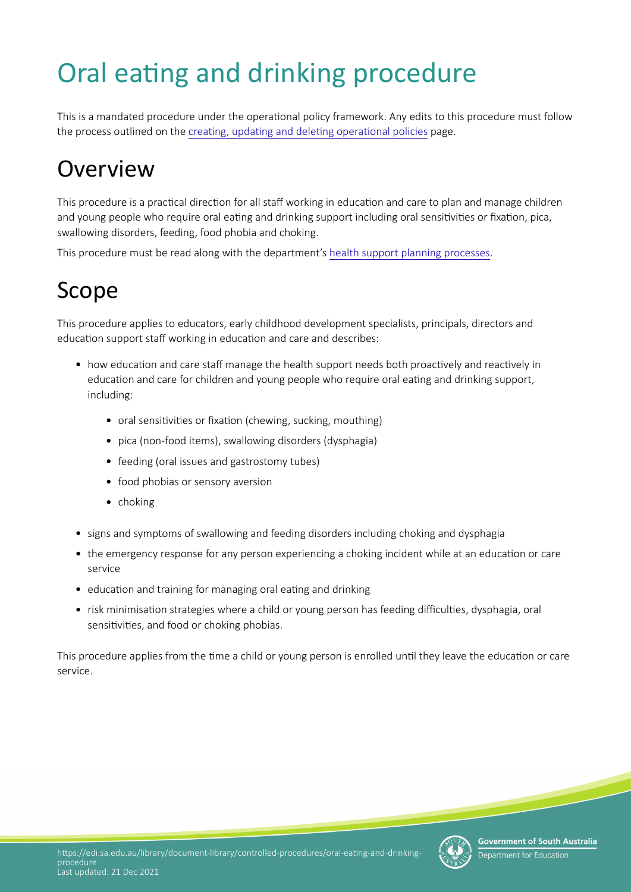# Oral eating and drinking procedure

This is a mandated procedure under the operational policy framework. Any edits to this procedure must follow the process outlined on the creating, updating and deleting operational policies page.

## Overview

This procedure is a practical direction for all staff working in education and care to plan and manage children and young people who require oral eating and drinking support including oral sensitivities or fixation, pica, swallowing disorders, feeding, food phobia and choking.

This procedure must be read along with the department's health support planning processes.

## Scope

This procedure applies to educators, early childhood development specialists, principals, directors and education support staff working in education and care and describes:

- how education and care staff manage the health support needs both proactively and reactively in education and care for children and young people who require oral eating and drinking support, including:
    - oral sensitivities or fixation (chewing, sucking, mouthing)
    - pica (non-food items), swallowing disorders (dysphagia)
    - feeding (oral issues and gastrostomy tubes)
    - food phobias or sensory aversion
    - choking
- signs and symptoms of swallowing and feeding disorders including choking and dysphagia
- the emergency response for any person experiencing a choking incident while at an education or care service
- education and training for managing oral eating and drinking
- risk minimisation strategies where a child or young person has feeding difficulties, dysphagia, oral sensitivities, and food or choking phobias.

This procedure applies from the time a child or young person is enrolled until they leave the education or care service.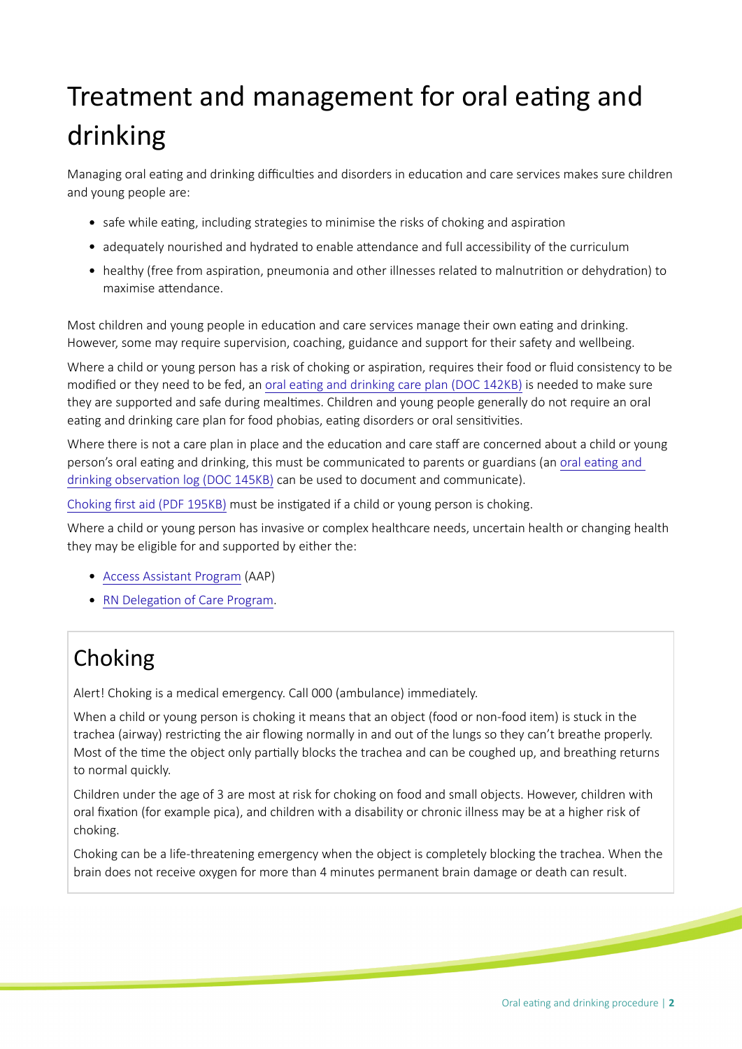# Treatment and management for oral eating and drinking

Managing oral eating and drinking difficulties and disorders in education and care services makes sure children and young people are:

- safe while eating, including strategies to minimise the risks of choking and aspiration
- adequately nourished and hydrated to enable attendance and full accessibility of the curriculum
- healthy (free from aspiration, pneumonia and other illnesses related to malnutrition or dehydration) to maximise attendance.

Most children and young people in education and care services manage their own eating and drinking. However, some may require supervision, coaching, guidance and support for their safety and wellbeing.

Where a child or young person has a risk of choking or aspiration, requires their food or fluid consistency to be modified or they need to be fed, an oral eating and drinking care plan (DOC 142KB) is needed to make sure they are supported and safe during mealtimes. Children and young people generally do not require an oral eating and drinking care plan for food phobias, eating disorders or oral sensitivities.

Where there is not a care plan in place and the education and care staff are concerned about a child or young person's oral eating and drinking, this must be communicated to parents or guardians (an oral eating and drinking observation log (DOC 145KB) can be used to document and communicate).

Choking first aid (PDF 195KB) must be instigated if a child or young person is choking.

Where a child or young person has invasive or complex healthcare needs, uncertain health or changing health they may be eligible for and supported by either the:

- Access Assistant Program (AAP)
- RN Delegation of Care Program.

## Choking

Alert! Choking is a medical emergency. Call 000 (ambulance) immediately.

When a child or young person is choking it means that an object (food or non-food item) is stuck in the trachea (airway) restricting the air flowing normally in and out of the lungs so they can't breathe properly. Most of the time the object only partially blocks the trachea and can be coughed up, and breathing returns to normal quickly.

Children under the age of 3 are most at risk for choking on food and small objects. However, children with oral fixation (for example pica), and children with a disability or chronic illness may be at a higher risk of choking.

Choking can be a life-threatening emergency when the object is completely blocking the trachea. When the brain does not receive oxygen for more than 4 minutes permanent brain damage or death can result.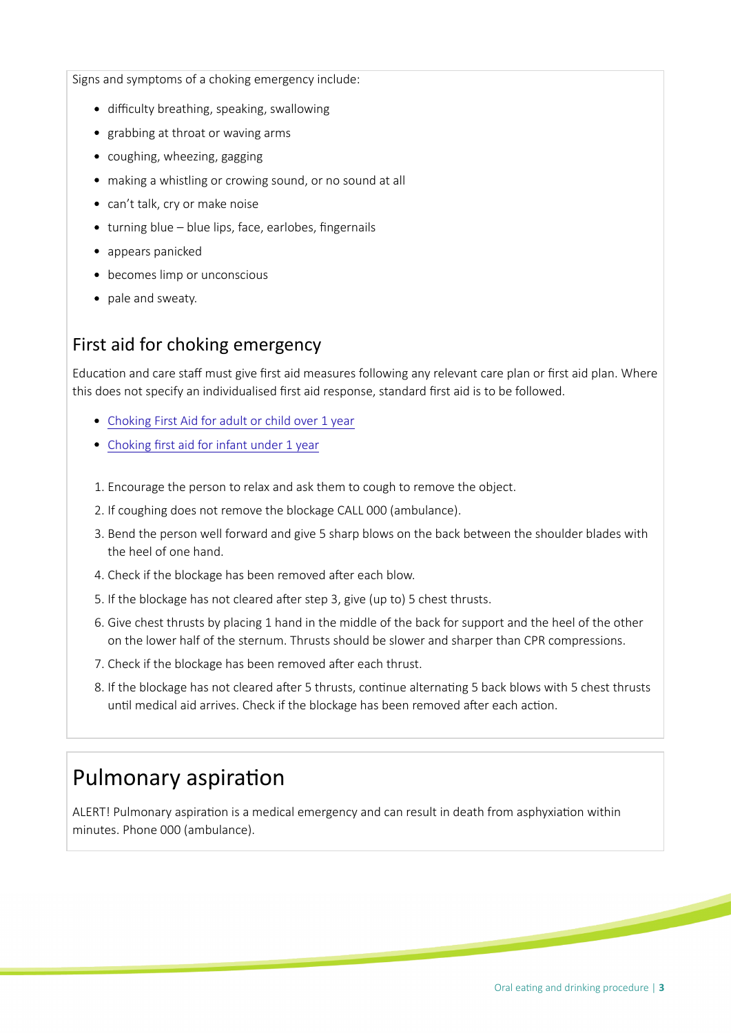Signs and symptoms of a choking emergency include:

- difficulty breathing, speaking, swallowing
- grabbing at throat or waving arms
- coughing, wheezing, gagging
- making a whistling or crowing sound, or no sound at all
- can't talk, cry or make noise
- turning blue – blue lips, face, earlobes, fingernails
- appears panicked
- becomes limp or unconscious
- pale and sweaty.

## First aid for choking emergency

Education and care staff must give first aid measures following any relevant care plan or first aid plan. Where this does not specify an individualised first aid response, standard first aid is to be followed.

- Choking First Aid for adult or child over 1 year
- Choking first aid for infant under 1 year

1. Encourage the person to relax and ask them to cough to remove the object.
2. If coughing does not remove the blockage CALL 000 (ambulance).
3. Bend the person well forward and give 5 sharp blows on the back between the shoulder blades with the heel of one hand.
4. Check if the blockage has been removed after each blow.
5. If the blockage has not cleared after step 3, give (up to) 5 chest thrusts.
6. Give chest thrusts by placing 1 hand in the middle of the back for support and the heel of the other on the lower half of the sternum. Thrusts should be slower and sharper than CPR compressions.
7. Check if the blockage has been removed after each thrust.
8. If the blockage has not cleared after 5 thrusts, continue alternating 5 back blows with 5 chest thrusts until medical aid arrives. Check if the blockage has been removed after each action.

# Pulmonary aspiration

ALERT! Pulmonary aspiration is a medical emergency and can result in death from asphyxiation within minutes. Phone 000 (ambulance).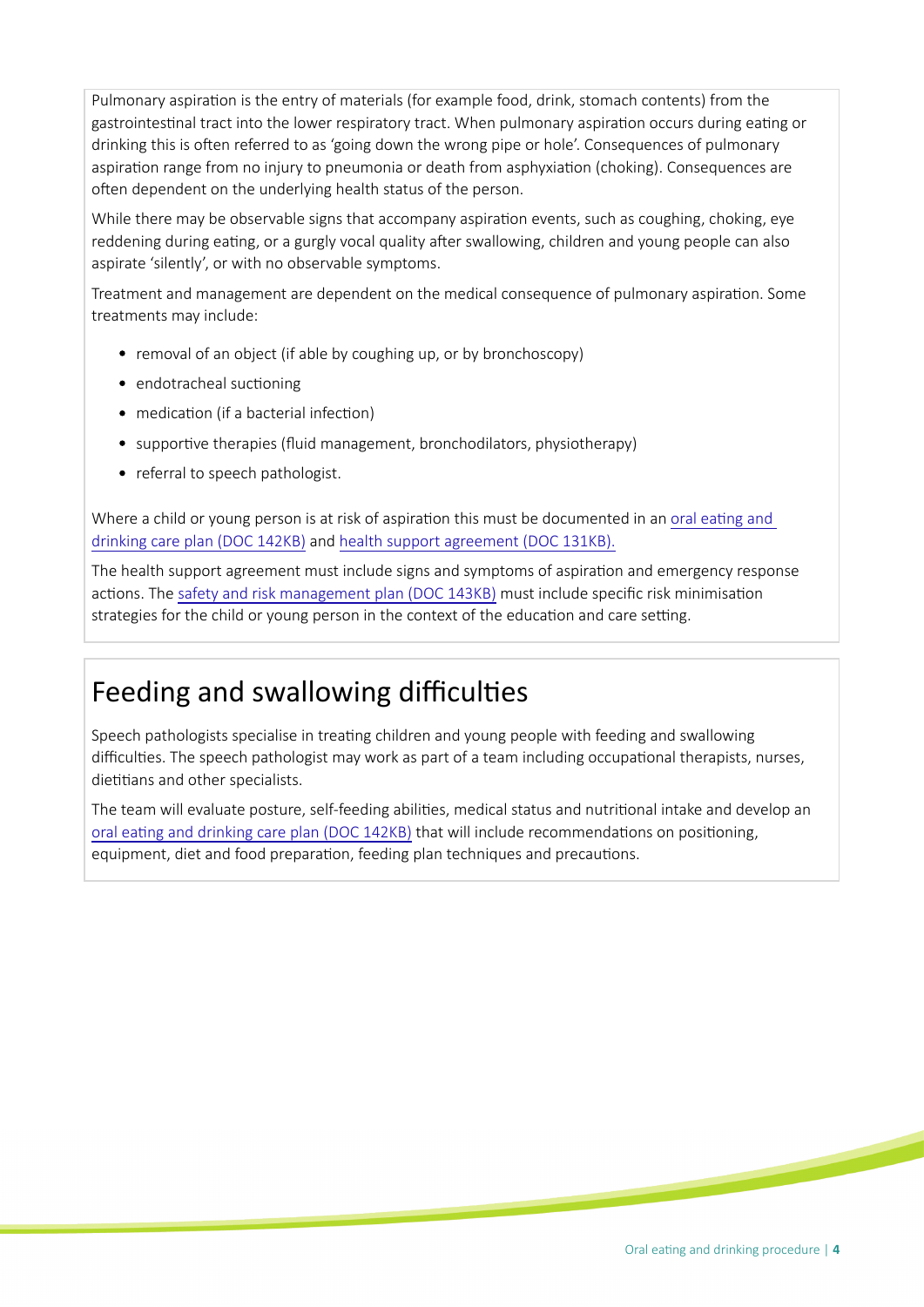Pulmonary aspiration is the entry of materials (for example food, drink, stomach contents) from the gastrointestinal tract into the lower respiratory tract. When pulmonary aspiration occurs during eating or drinking this is often referred to as 'going down the wrong pipe or hole'. Consequences of pulmonary aspiration range from no injury to pneumonia or death from asphyxiation (choking). Consequences are often dependent on the underlying health status of the person.

While there may be observable signs that accompany aspiration events, such as coughing, choking, eye reddening during eating, or a gurgly vocal quality after swallowing, children and young people can also aspirate 'silently', or with no observable symptoms.

Treatment and management are dependent on the medical consequence of pulmonary aspiration. Some treatments may include:

- removal of an object (if able by coughing up, or by bronchoscopy)
- endotracheal suctioning
- medication (if a bacterial infection)
- supportive therapies (fluid management, bronchodilators, physiotherapy)
- referral to speech pathologist.

Where a child or young person is at risk of aspiration this must be documented in an oral eating and drinking care plan (DOC 142KB) and health support agreement (DOC 131KB).

The health support agreement must include signs and symptoms of aspiration and emergency response actions. The safety and risk management plan (DOC 143KB) must include specific risk minimisation strategies for the child or young person in the context of the education and care setting.

## Feeding and swallowing difficulties

Speech pathologists specialise in treating children and young people with feeding and swallowing difficulties. The speech pathologist may work as part of a team including occupational therapists, nurses, dietitians and other specialists.

The team will evaluate posture, self-feeding abilities, medical status and nutritional intake and develop an oral eating and drinking care plan (DOC 142KB) that will include recommendations on positioning, equipment, diet and food preparation, feeding plan techniques and precautions.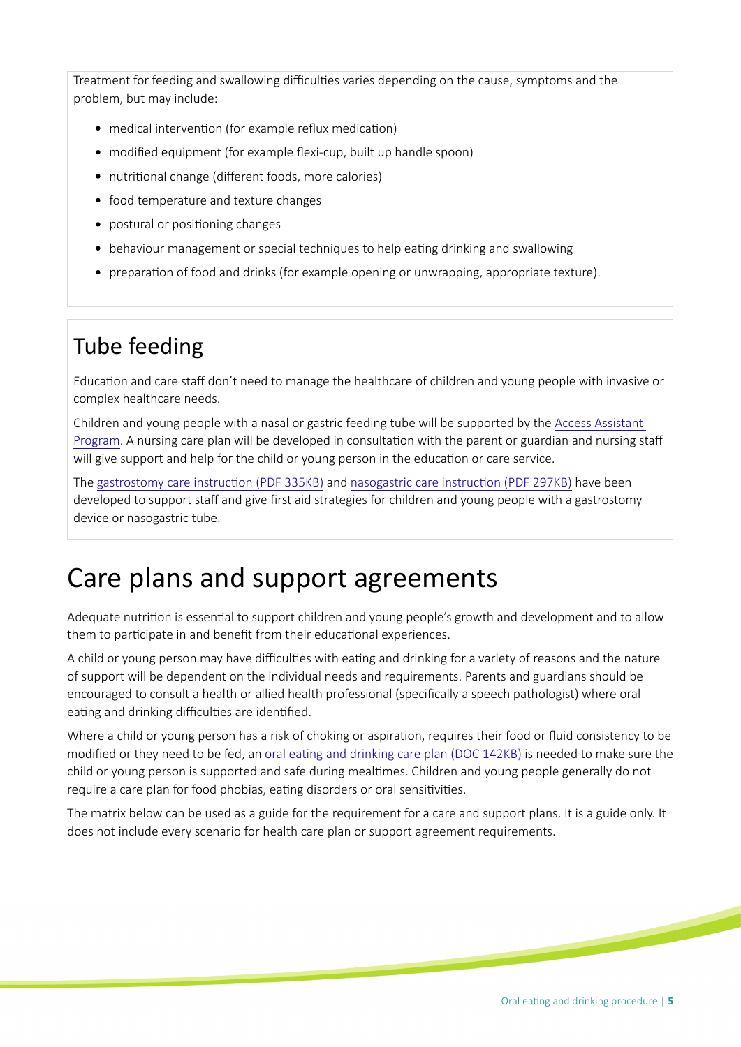Treatment for feeding and swallowing difficulties varies depending on the cause, symptoms and the problem, but may include:

- medical intervention (for example reflux medication)
- modified equipment (for example flexi-cup, built up handle spoon)
- nutritional change (different foods, more calories)
- food temperature and texture changes
- postural or positioning changes
- behaviour management or special techniques to help eating drinking and swallowing
- preparation of food and drinks (for example opening or unwrapping, appropriate texture).

## Tube feeding

Education and care staff don't need to manage the healthcare of children and young people with invasive or complex healthcare needs.

Children and young people with a nasal or gastric feeding tube will be supported by the Access Assistant Program. A nursing care plan will be developed in consultation with the parent or guardian and nursing staff will give support and help for the child or young person in the education or care service.

The gastrostomy care instruction (PDF 335KB) and nasogastric care instruction (PDF 297KB) have been developed to support staff and give first aid strategies for children and young people with a gastrostomy device or nasogastric tube.

# Care plans and support agreements

Adequate nutrition is essential to support children and young people's growth and development and to allow them to participate in and benefit from their educational experiences.

A child or young person may have difficulties with eating and drinking for a variety of reasons and the nature of support will be dependent on the individual needs and requirements. Parents and guardians should be encouraged to consult a health or allied health professional (specifically a speech pathologist) where oral eating and drinking difficulties are identified.

Where a child or young person has a risk of choking or aspiration, requires their food or fluid consistency to be modified or they need to be fed, an oral eating and drinking care plan (DOC 142KB) is needed to make sure the child or young person is supported and safe during mealtimes. Children and young people generally do not require a care plan for food phobias, eating disorders or oral sensitivities.

The matrix below can be used as a guide for the requirement for a care and support plans. It is a guide only. It does not include every scenario for health care plan or support agreement requirements.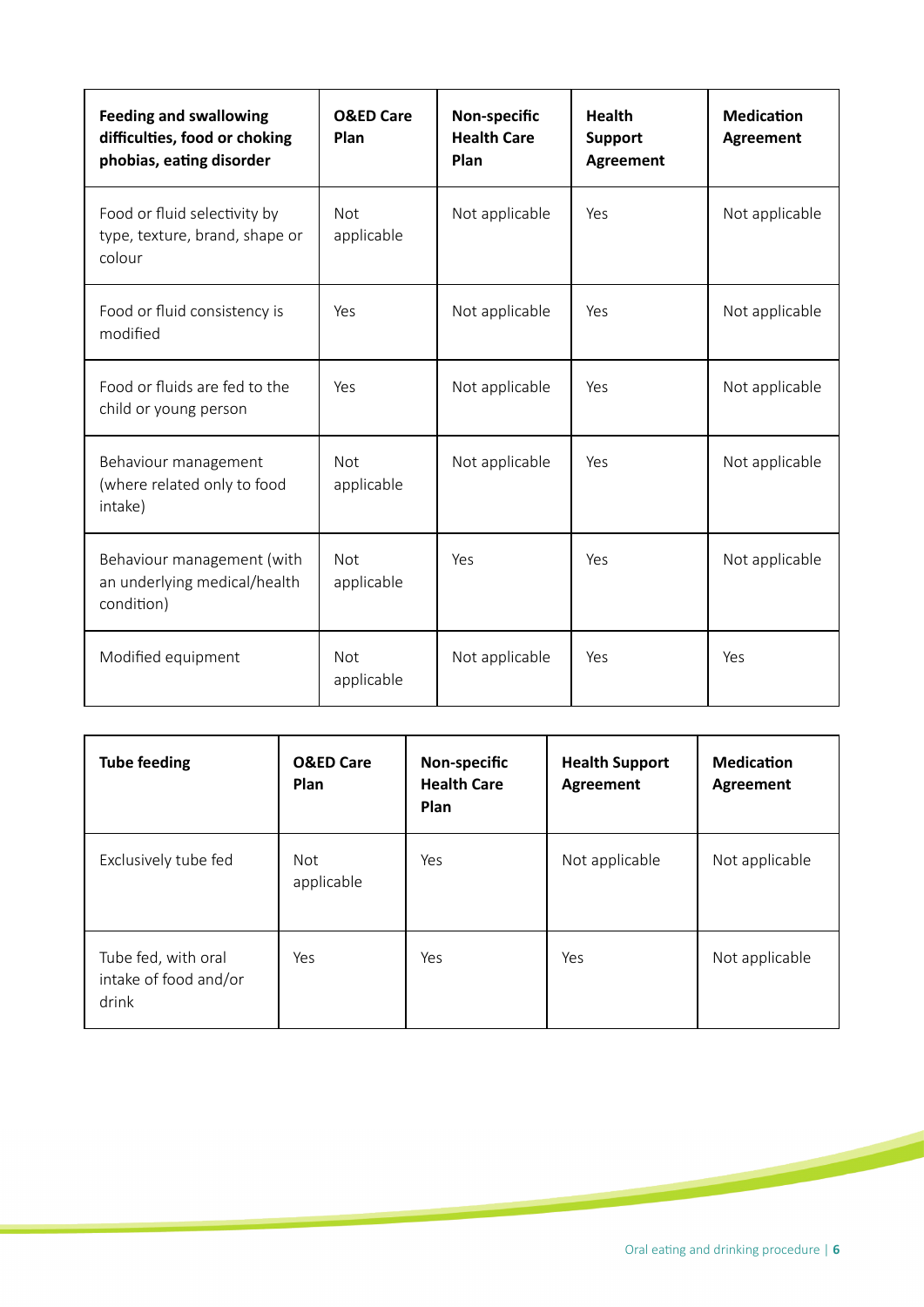| Feeding and swallowing difficulties, food or choking phobias, eating disorder | O&ED Care Plan | Non-specific Health Care Plan | Health Support Agreement | Medication Agreement |
|---|---|---|---|---|
| Food or fluid selectivity by type, texture, brand, shape or colour | Not applicable | Not applicable | Yes | Not applicable |
| Food or fluid consistency is modified | Yes | Not applicable | Yes | Not applicable |
| Food or fluids are fed to the child or young person | Yes | Not applicable | Yes | Not applicable |
| Behaviour management (where related only to food intake) | Not applicable | Not applicable | Yes | Not applicable |
| Behaviour management (with an underlying medical/health condition) | Not applicable | Yes | Yes | Not applicable |
| Modified equipment | Not applicable | Not applicable | Yes | Yes |

| Tube feeding | O&ED Care Plan | Non-specific Health Care Plan | Health Support Agreement | Medication Agreement |
|---|---|---|---|---|
| Exclusively tube fed | Not applicable | Yes | Not applicable | Not applicable |
| Tube fed, with oral intake of food and/or drink | Yes | Yes | Yes | Not applicable |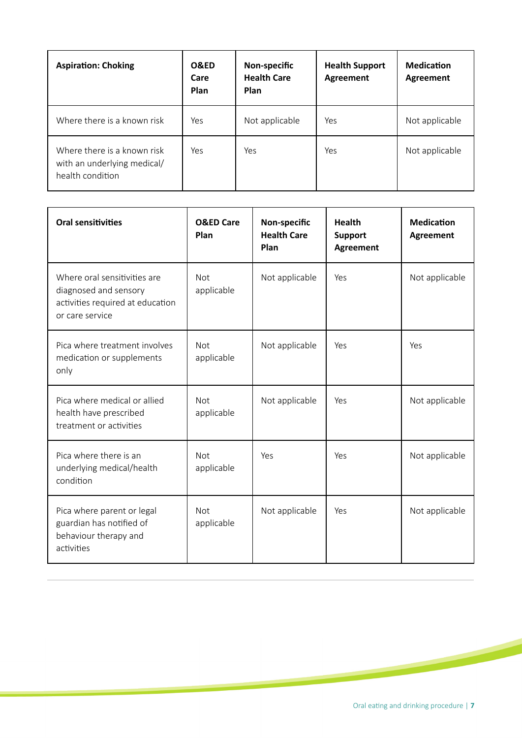| Aspiration: Choking | O&ED Care Plan | Non-specific Health Care Plan | Health Support Agreement | Medication Agreement |
|---|---|---|---|---|
| Where there is a known risk | Yes | Not applicable | Yes | Not applicable |
| Where there is a known risk with an underlying medical/ health condition | Yes | Yes | Yes | Not applicable |

| Oral sensitivities | O&ED Care Plan | Non-specific Health Care Plan | Health Support Agreement | Medication Agreement |
|---|---|---|---|---|
| Where oral sensitivities are diagnosed and sensory activities required at education or care service | Not applicable | Not applicable | Yes | Not applicable |
| Pica where treatment involves medication or supplements only | Not applicable | Not applicable | Yes | Yes |
| Pica where medical or allied health have prescribed treatment or activities | Not applicable | Not applicable | Yes | Not applicable |
| Pica where there is an underlying medical/health condition | Not applicable | Yes | Yes | Not applicable |
| Pica where parent or legal guardian has notified of behaviour therapy and activities | Not applicable | Not applicable | Yes | Not applicable |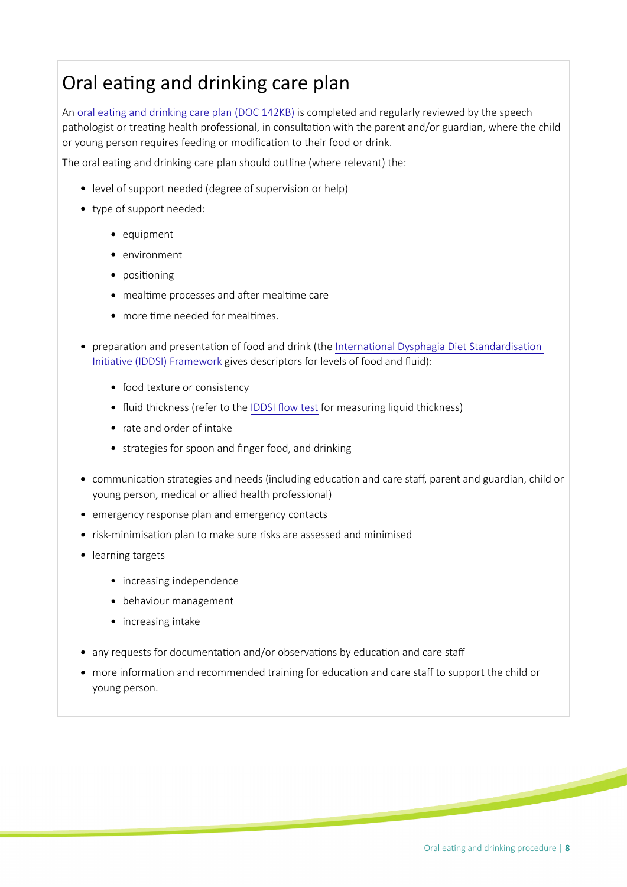## Oral eating and drinking care plan

An oral eating and drinking care plan (DOC 142KB) is completed and regularly reviewed by the speech pathologist or treating health professional, in consultation with the parent and/or guardian, where the child or young person requires feeding or modification to their food or drink.

The oral eating and drinking care plan should outline (where relevant) the:

- level of support needed (degree of supervision or help)
- type of support needed:
  - equipment
  - environment
  - positioning
  - mealtime processes and after mealtime care
  - more time needed for mealtimes.
- preparation and presentation of food and drink (the International Dysphagia Diet Standardisation Initiative (IDDSI) Framework gives descriptors for levels of food and fluid):
  - food texture or consistency
  - fluid thickness (refer to the IDDSI flow test for measuring liquid thickness)
  - rate and order of intake
  - strategies for spoon and finger food, and drinking
- communication strategies and needs (including education and care staff, parent and guardian, child or young person, medical or allied health professional)
- emergency response plan and emergency contacts
- risk-minimisation plan to make sure risks are assessed and minimised
- learning targets
  - increasing independence
  - behaviour management
  - increasing intake
- any requests for documentation and/or observations by education and care staff
- more information and recommended training for education and care staff to support the child or young person.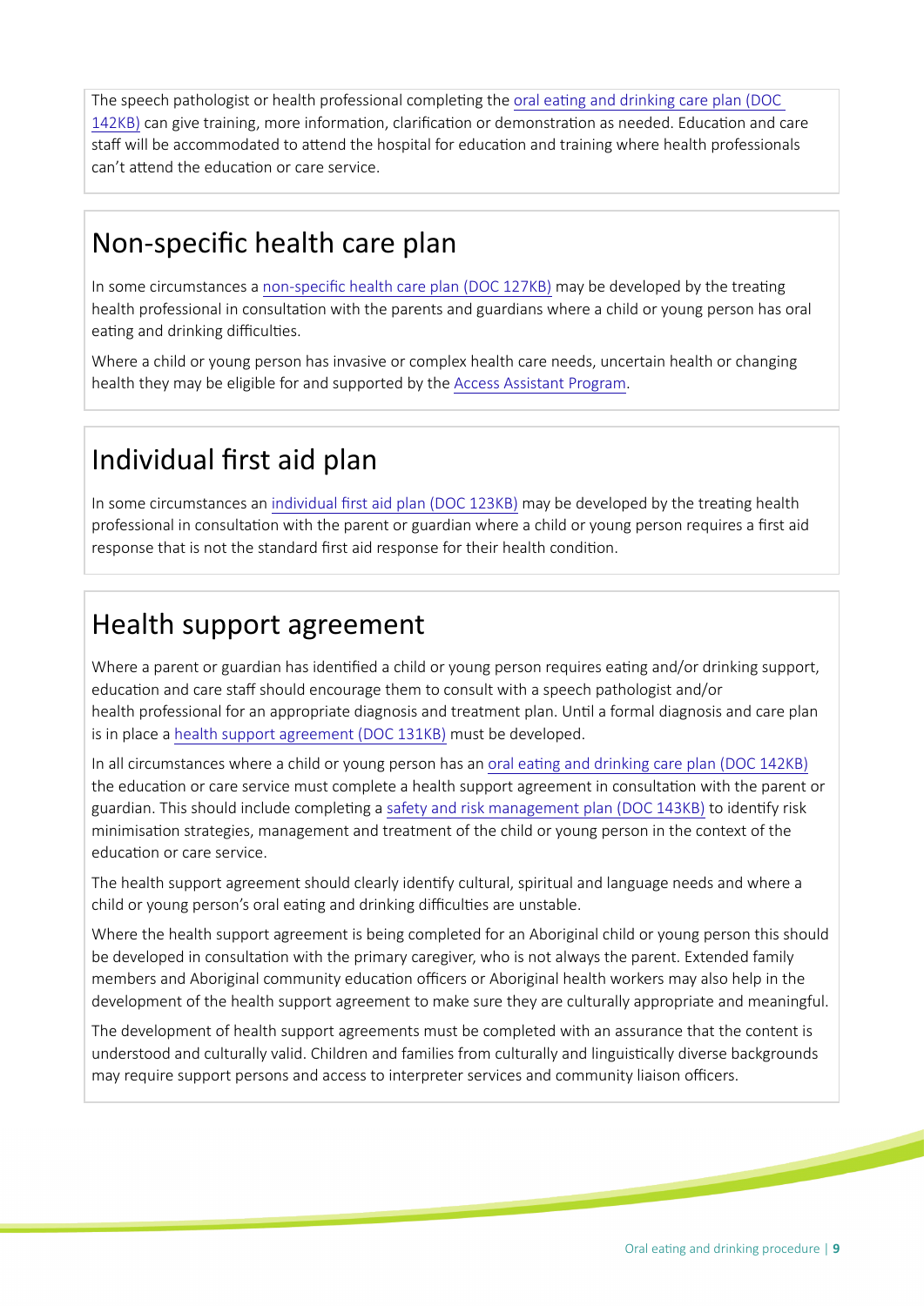The speech pathologist or health professional completing the oral eating and drinking care plan (DOC 142KB) can give training, more information, clarification or demonstration as needed. Education and care staff will be accommodated to attend the hospital for education and training where health professionals can't attend the education or care service.

## Non-specific health care plan

In some circumstances a non-specific health care plan (DOC 127KB) may be developed by the treating health professional in consultation with the parents and guardians where a child or young person has oral eating and drinking difficulties.

Where a child or young person has invasive or complex health care needs, uncertain health or changing health they may be eligible for and supported by the Access Assistant Program.

## Individual first aid plan

In some circumstances an individual first aid plan (DOC 123KB) may be developed by the treating health professional in consultation with the parent or guardian where a child or young person requires a first aid response that is not the standard first aid response for their health condition.

## Health support agreement

Where a parent or guardian has identified a child or young person requires eating and/or drinking support, education and care staff should encourage them to consult with a speech pathologist and/or health professional for an appropriate diagnosis and treatment plan. Until a formal diagnosis and care plan is in place a health support agreement (DOC 131KB) must be developed.

In all circumstances where a child or young person has an oral eating and drinking care plan (DOC 142KB) the education or care service must complete a health support agreement in consultation with the parent or guardian. This should include completing a safety and risk management plan (DOC 143KB) to identify risk minimisation strategies, management and treatment of the child or young person in the context of the education or care service.

The health support agreement should clearly identify cultural, spiritual and language needs and where a child or young person's oral eating and drinking difficulties are unstable.

Where the health support agreement is being completed for an Aboriginal child or young person this should be developed in consultation with the primary caregiver, who is not always the parent. Extended family members and Aboriginal community education officers or Aboriginal health workers may also help in the development of the health support agreement to make sure they are culturally appropriate and meaningful.

The development of health support agreements must be completed with an assurance that the content is understood and culturally valid. Children and families from culturally and linguistically diverse backgrounds may require support persons and access to interpreter services and community liaison officers.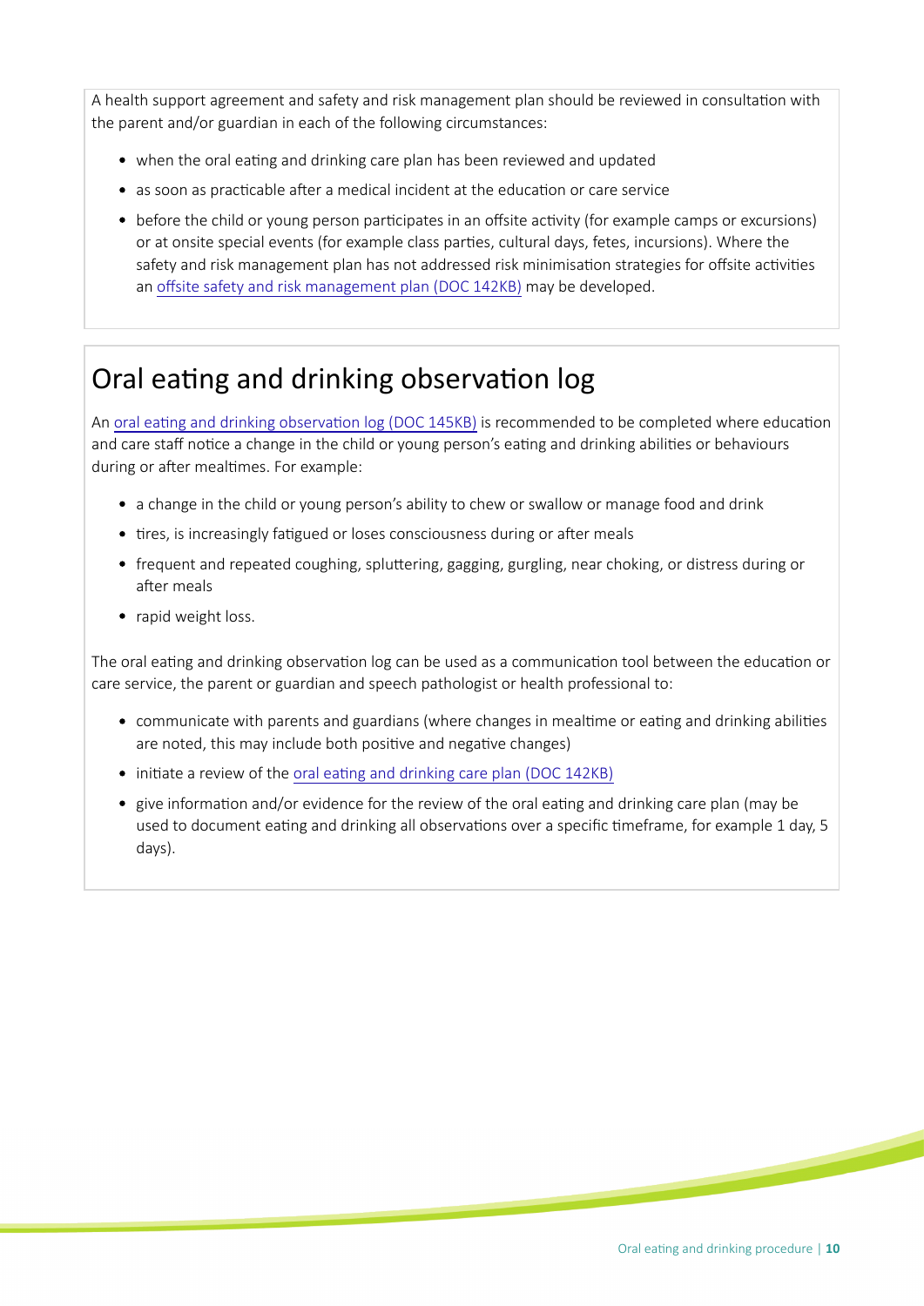A health support agreement and safety and risk management plan should be reviewed in consultation with the parent and/or guardian in each of the following circumstances:

- when the oral eating and drinking care plan has been reviewed and updated
- as soon as practicable after a medical incident at the education or care service
- before the child or young person participates in an offsite activity (for example camps or excursions) or at onsite special events (for example class parties, cultural days, fetes, incursions). Where the safety and risk management plan has not addressed risk minimisation strategies for offsite activities an offsite safety and risk management plan (DOC 142KB) may be developed.

## Oral eating and drinking observation log

An oral eating and drinking observation log (DOC 145KB) is recommended to be completed where education and care staff notice a change in the child or young person's eating and drinking abilities or behaviours during or after mealtimes. For example:

- a change in the child or young person's ability to chew or swallow or manage food and drink
- tires, is increasingly fatigued or loses consciousness during or after meals
- frequent and repeated coughing, spluttering, gagging, gurgling, near choking, or distress during or after meals
- rapid weight loss.

The oral eating and drinking observation log can be used as a communication tool between the education or care service, the parent or guardian and speech pathologist or health professional to:

- communicate with parents and guardians (where changes in mealtime or eating and drinking abilities are noted, this may include both positive and negative changes)
- initiate a review of the oral eating and drinking care plan (DOC 142KB)
- give information and/or evidence for the review of the oral eating and drinking care plan (may be used to document eating and drinking all observations over a specific timeframe, for example 1 day, 5 days).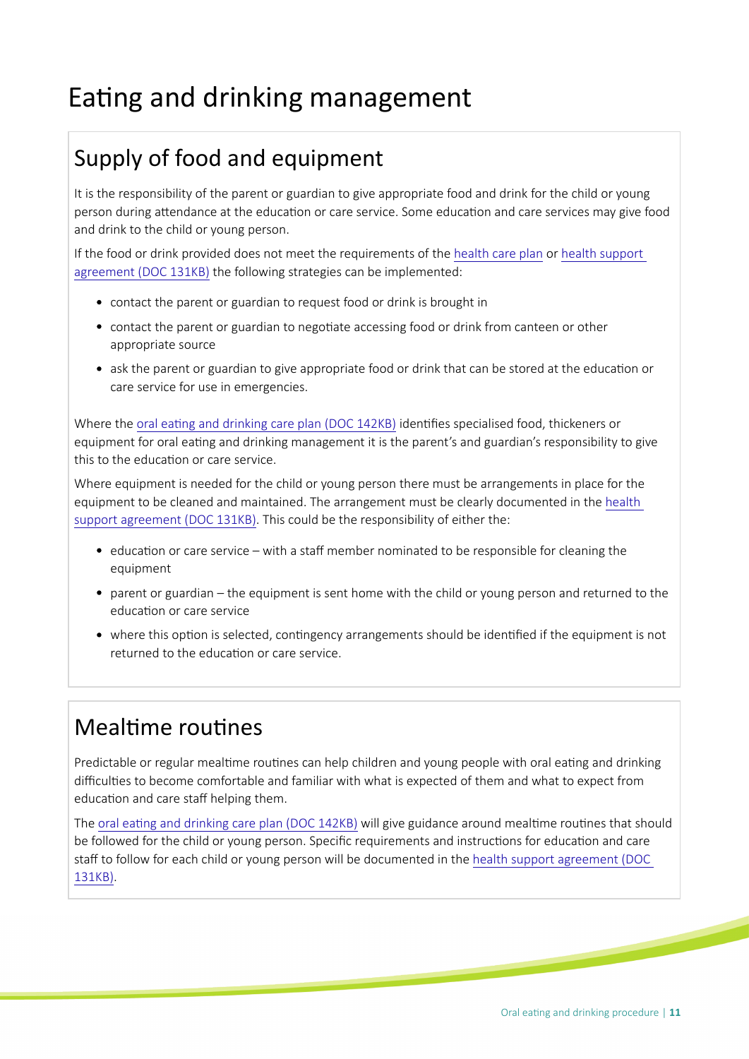# Eating and drinking management

## Supply of food and equipment

It is the responsibility of the parent or guardian to give appropriate food and drink for the child or young person during attendance at the education or care service. Some education and care services may give food and drink to the child or young person.

If the food or drink provided does not meet the requirements of the health care plan or health support agreement (DOC 131KB) the following strategies can be implemented:

- contact the parent or guardian to request food or drink is brought in
- contact the parent or guardian to negotiate accessing food or drink from canteen or other appropriate source
- ask the parent or guardian to give appropriate food or drink that can be stored at the education or care service for use in emergencies.

Where the oral eating and drinking care plan (DOC 142KB) identifies specialised food, thickeners or equipment for oral eating and drinking management it is the parent's and guardian's responsibility to give this to the education or care service.

Where equipment is needed for the child or young person there must be arrangements in place for the equipment to be cleaned and maintained. The arrangement must be clearly documented in the health support agreement (DOC 131KB). This could be the responsibility of either the:

- education or care service – with a staff member nominated to be responsible for cleaning the equipment
- parent or guardian – the equipment is sent home with the child or young person and returned to the education or care service
- where this option is selected, contingency arrangements should be identified if the equipment is not returned to the education or care service.

## Mealtime routines

Predictable or regular mealtime routines can help children and young people with oral eating and drinking difficulties to become comfortable and familiar with what is expected of them and what to expect from education and care staff helping them.

The oral eating and drinking care plan (DOC 142KB) will give guidance around mealtime routines that should be followed for the child or young person. Specific requirements and instructions for education and care staff to follow for each child or young person will be documented in the health support agreement (DOC 131KB).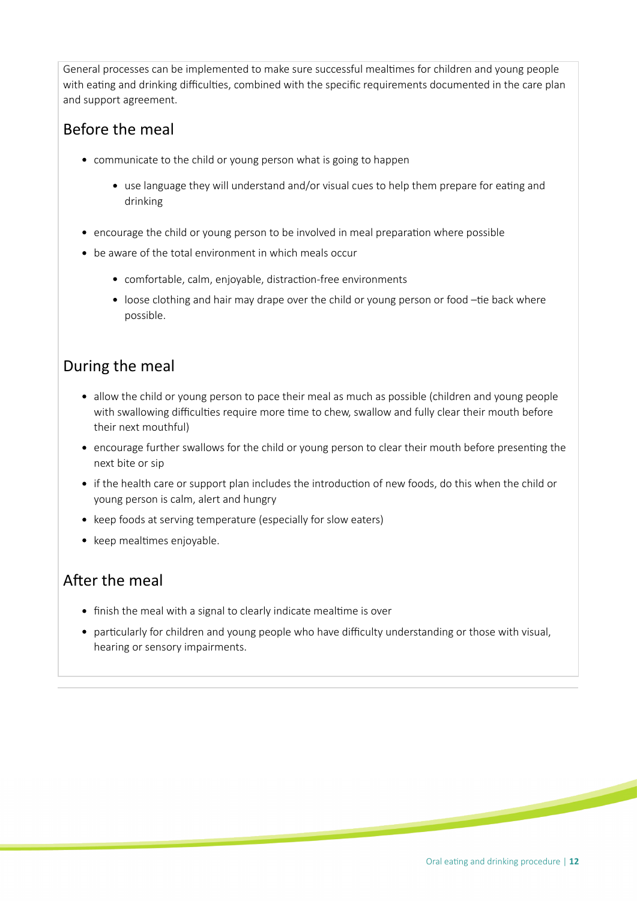General processes can be implemented to make sure successful mealtimes for children and young people with eating and drinking difficulties, combined with the specific requirements documented in the care plan and support agreement.

## Before the meal

- communicate to the child or young person what is going to happen
  - use language they will understand and/or visual cues to help them prepare for eating and drinking
- encourage the child or young person to be involved in meal preparation where possible
- be aware of the total environment in which meals occur
  - comfortable, calm, enjoyable, distraction-free environments
  - loose clothing and hair may drape over the child or young person or food –tie back where possible.

## During the meal

- allow the child or young person to pace their meal as much as possible (children and young people with swallowing difficulties require more time to chew, swallow and fully clear their mouth before their next mouthful)
- encourage further swallows for the child or young person to clear their mouth before presenting the next bite or sip
- if the health care or support plan includes the introduction of new foods, do this when the child or young person is calm, alert and hungry
- keep foods at serving temperature (especially for slow eaters)
- keep mealtimes enjoyable.

## After the meal

- finish the meal with a signal to clearly indicate mealtime is over
- particularly for children and young people who have difficulty understanding or those with visual, hearing or sensory impairments.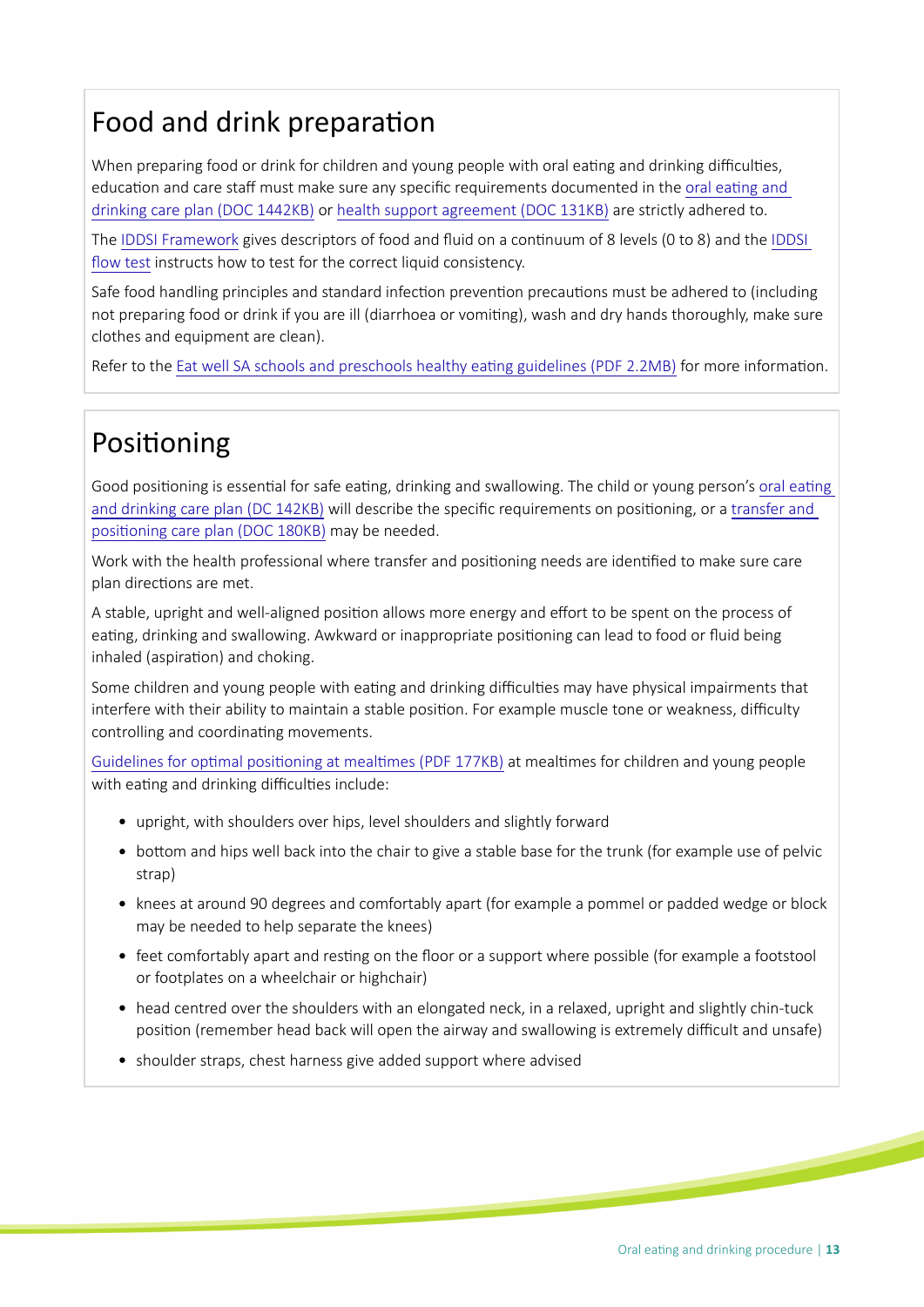## Food and drink preparation

When preparing food or drink for children and young people with oral eating and drinking difficulties, education and care staff must make sure any specific requirements documented in the oral eating and drinking care plan (DOC 1442KB) or health support agreement (DOC 131KB) are strictly adhered to.

The IDDSI Framework gives descriptors of food and fluid on a continuum of 8 levels (0 to 8) and the IDDSI flow test instructs how to test for the correct liquid consistency.

Safe food handling principles and standard infection prevention precautions must be adhered to (including not preparing food or drink if you are ill (diarrhoea or vomiting), wash and dry hands thoroughly, make sure clothes and equipment are clean).

Refer to the Eat well SA schools and preschools healthy eating guidelines (PDF 2.2MB) for more information.

## Positioning

Good positioning is essential for safe eating, drinking and swallowing. The child or young person's oral eating and drinking care plan (DC 142KB) will describe the specific requirements on positioning, or a transfer and positioning care plan (DOC 180KB) may be needed.

Work with the health professional where transfer and positioning needs are identified to make sure care plan directions are met.

A stable, upright and well-aligned position allows more energy and effort to be spent on the process of eating, drinking and swallowing. Awkward or inappropriate positioning can lead to food or fluid being inhaled (aspiration) and choking.

Some children and young people with eating and drinking difficulties may have physical impairments that interfere with their ability to maintain a stable position. For example muscle tone or weakness, difficulty controlling and coordinating movements.

Guidelines for optimal positioning at mealtimes (PDF 177KB) at mealtimes for children and young people with eating and drinking difficulties include:

- upright, with shoulders over hips, level shoulders and slightly forward
- bottom and hips well back into the chair to give a stable base for the trunk (for example use of pelvic strap)
- knees at around 90 degrees and comfortably apart (for example a pommel or padded wedge or block may be needed to help separate the knees)
- feet comfortably apart and resting on the floor or a support where possible (for example a footstool or footplates on a wheelchair or highchair)
- head centred over the shoulders with an elongated neck, in a relaxed, upright and slightly chin-tuck position (remember head back will open the airway and swallowing is extremely difficult and unsafe)
- shoulder straps, chest harness give added support where advised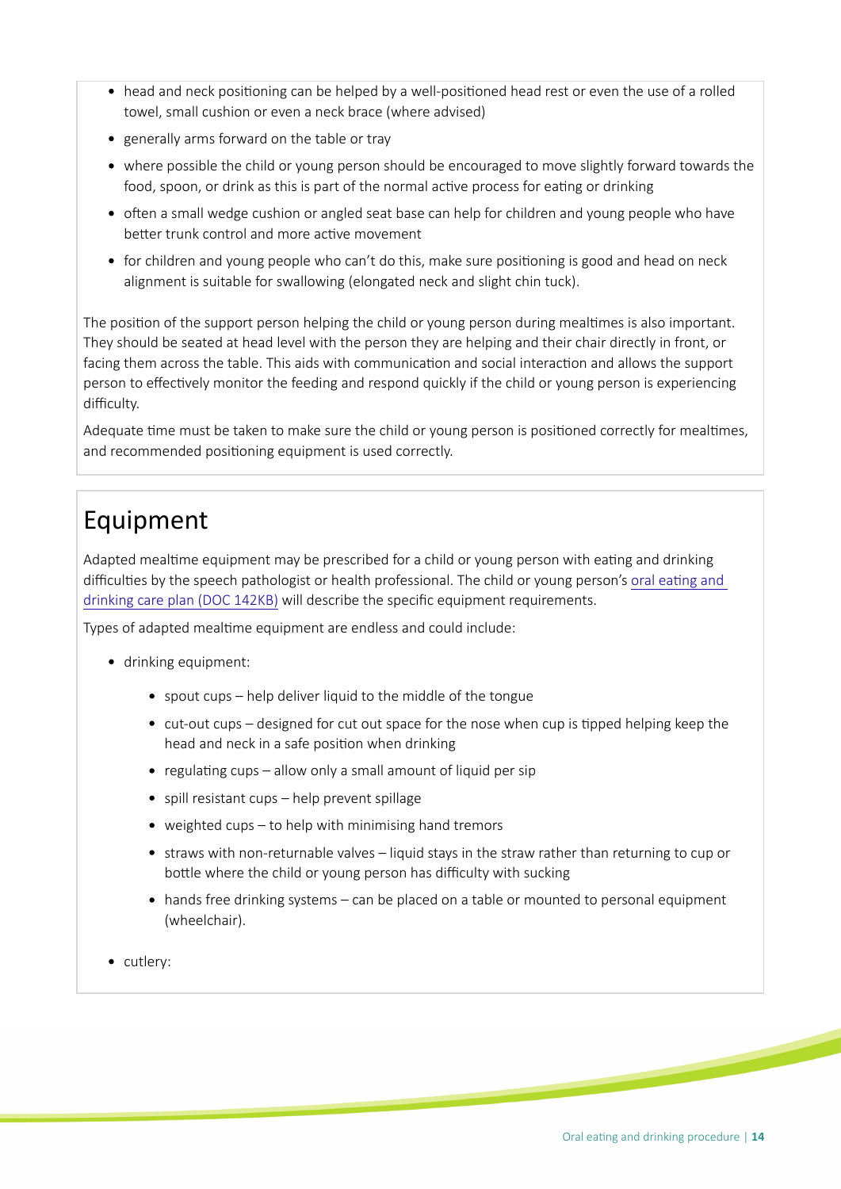- head and neck positioning can be helped by a well-positioned head rest or even the use of a rolled towel, small cushion or even a neck brace (where advised)
- generally arms forward on the table or tray
- where possible the child or young person should be encouraged to move slightly forward towards the food, spoon, or drink as this is part of the normal active process for eating or drinking
- often a small wedge cushion or angled seat base can help for children and young people who have better trunk control and more active movement
- for children and young people who can't do this, make sure positioning is good and head on neck alignment is suitable for swallowing (elongated neck and slight chin tuck).

The position of the support person helping the child or young person during mealtimes is also important. They should be seated at head level with the person they are helping and their chair directly in front, or facing them across the table. This aids with communication and social interaction and allows the support person to effectively monitor the feeding and respond quickly if the child or young person is experiencing difficulty.

Adequate time must be taken to make sure the child or young person is positioned correctly for mealtimes, and recommended positioning equipment is used correctly.

## Equipment

Adapted mealtime equipment may be prescribed for a child or young person with eating and drinking difficulties by the speech pathologist or health professional. The child or young person's oral eating and drinking care plan (DOC 142KB) will describe the specific equipment requirements.

Types of adapted mealtime equipment are endless and could include:

- drinking equipment:
  - spout cups – help deliver liquid to the middle of the tongue
  - cut-out cups – designed for cut out space for the nose when cup is tipped helping keep the head and neck in a safe position when drinking
  - regulating cups – allow only a small amount of liquid per sip
  - spill resistant cups – help prevent spillage
  - weighted cups – to help with minimising hand tremors
  - straws with non-returnable valves – liquid stays in the straw rather than returning to cup or bottle where the child or young person has difficulty with sucking
  - hands free drinking systems – can be placed on a table or mounted to personal equipment (wheelchair).
- cutlery: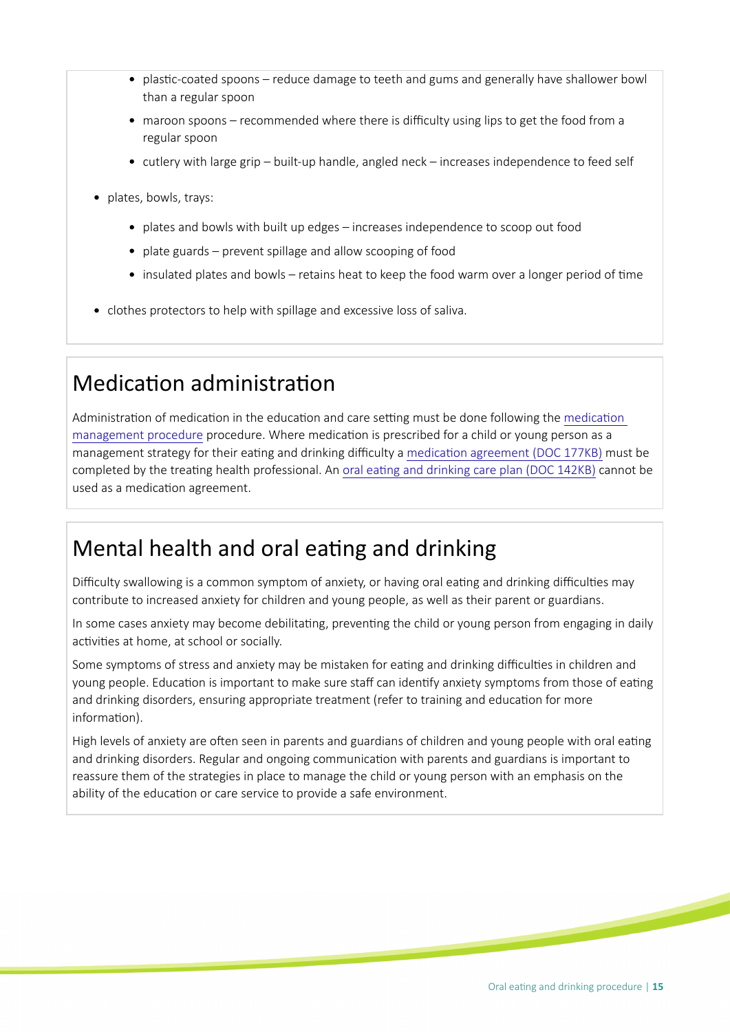- plastic-coated spoons – reduce damage to teeth and gums and generally have shallower bowl than a regular spoon
    - maroon spoons – recommended where there is difficulty using lips to get the food from a regular spoon
    - cutlery with large grip – built-up handle, angled neck – increases independence to feed self
- plates, bowls, trays:
    - plates and bowls with built up edges – increases independence to scoop out food
    - plate guards – prevent spillage and allow scooping of food
    - insulated plates and bowls – retains heat to keep the food warm over a longer period of time
- clothes protectors to help with spillage and excessive loss of saliva.

## Medication administration

Administration of medication in the education and care setting must be done following the medication management procedure procedure. Where medication is prescribed for a child or young person as a management strategy for their eating and drinking difficulty a medication agreement (DOC 177KB) must be completed by the treating health professional. An oral eating and drinking care plan (DOC 142KB) cannot be used as a medication agreement.

## Mental health and oral eating and drinking

Difficulty swallowing is a common symptom of anxiety, or having oral eating and drinking difficulties may contribute to increased anxiety for children and young people, as well as their parent or guardians.

In some cases anxiety may become debilitating, preventing the child or young person from engaging in daily activities at home, at school or socially.

Some symptoms of stress and anxiety may be mistaken for eating and drinking difficulties in children and young people. Education is important to make sure staff can identify anxiety symptoms from those of eating and drinking disorders, ensuring appropriate treatment (refer to training and education for more information).

High levels of anxiety are often seen in parents and guardians of children and young people with oral eating and drinking disorders. Regular and ongoing communication with parents and guardians is important to reassure them of the strategies in place to manage the child or young person with an emphasis on the ability of the education or care service to provide a safe environment.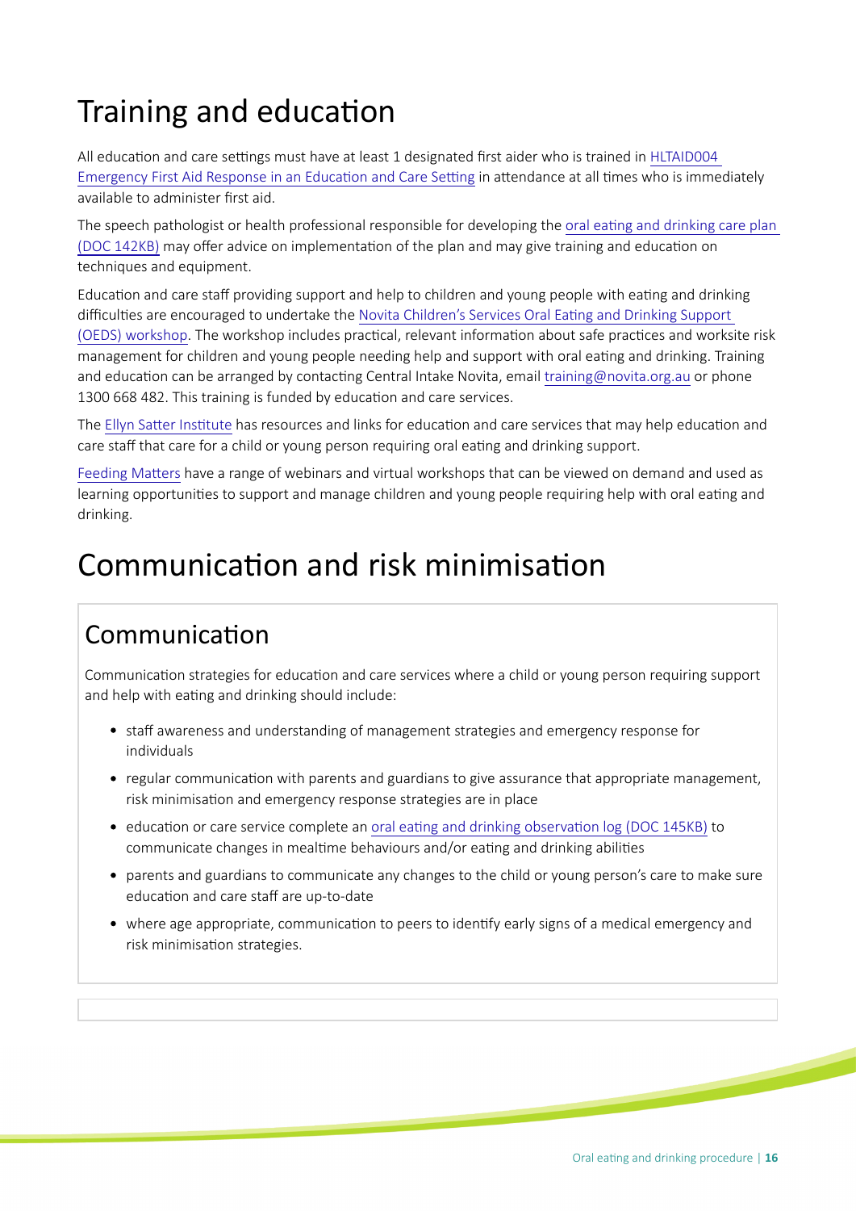# Training and education

All education and care settings must have at least 1 designated first aider who is trained in HLTAID004 Emergency First Aid Response in an Education and Care Setting in attendance at all times who is immediately available to administer first aid.

The speech pathologist or health professional responsible for developing the oral eating and drinking care plan (DOC 142KB) may offer advice on implementation of the plan and may give training and education on techniques and equipment.

Education and care staff providing support and help to children and young people with eating and drinking difficulties are encouraged to undertake the Novita Children's Services Oral Eating and Drinking Support (OEDS) workshop. The workshop includes practical, relevant information about safe practices and worksite risk management for children and young people needing help and support with oral eating and drinking. Training and education can be arranged by contacting Central Intake Novita, email training@novita.org.au or phone 1300 668 482. This training is funded by education and care services.

The Ellyn Satter Institute has resources and links for education and care services that may help education and care staff that care for a child or young person requiring oral eating and drinking support.

Feeding Matters have a range of webinars and virtual workshops that can be viewed on demand and used as learning opportunities to support and manage children and young people requiring help with oral eating and drinking.

# Communication and risk minimisation

## Communication

Communication strategies for education and care services where a child or young person requiring support and help with eating and drinking should include:

- staff awareness and understanding of management strategies and emergency response for individuals
- regular communication with parents and guardians to give assurance that appropriate management, risk minimisation and emergency response strategies are in place
- education or care service complete an oral eating and drinking observation log (DOC 145KB) to communicate changes in mealtime behaviours and/or eating and drinking abilities
- parents and guardians to communicate any changes to the child or young person's care to make sure education and care staff are up-to-date
- where age appropriate, communication to peers to identify early signs of a medical emergency and risk minimisation strategies.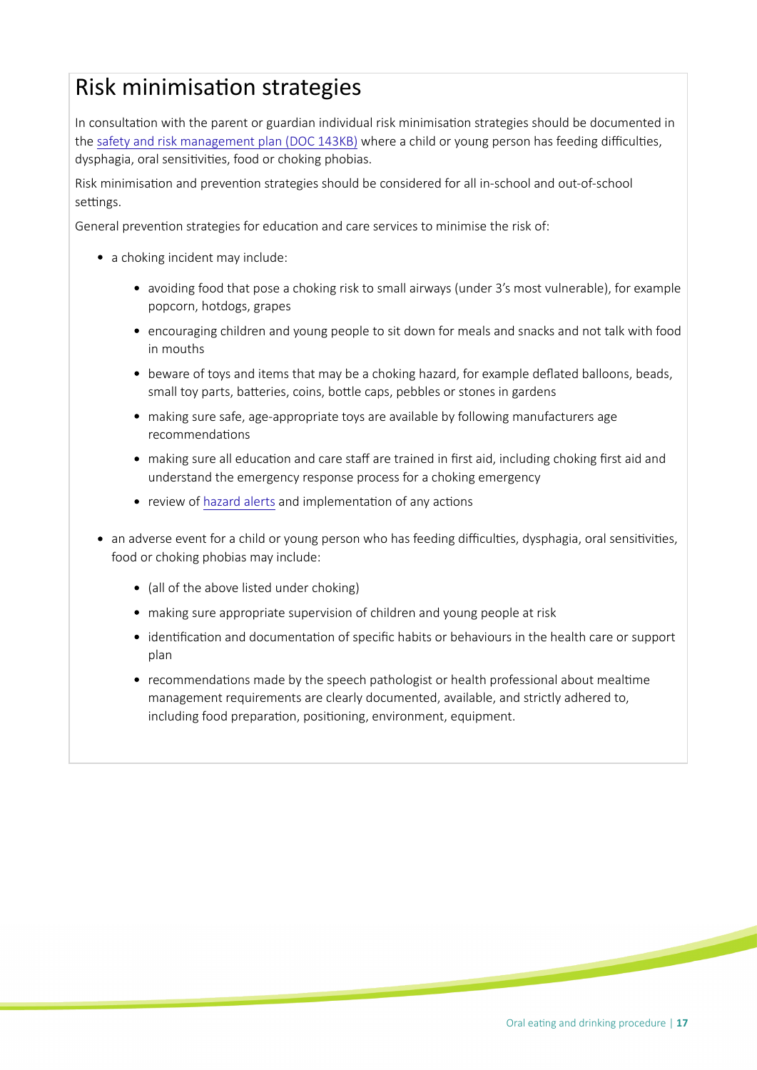## Risk minimisation strategies

In consultation with the parent or guardian individual risk minimisation strategies should be documented in the safety and risk management plan (DOC 143KB) where a child or young person has feeding difficulties, dysphagia, oral sensitivities, food or choking phobias.

Risk minimisation and prevention strategies should be considered for all in-school and out-of-school settings.

General prevention strategies for education and care services to minimise the risk of:

- a choking incident may include:
  - avoiding food that pose a choking risk to small airways (under 3's most vulnerable), for example popcorn, hotdogs, grapes
  - encouraging children and young people to sit down for meals and snacks and not talk with food in mouths
  - beware of toys and items that may be a choking hazard, for example deflated balloons, beads, small toy parts, batteries, coins, bottle caps, pebbles or stones in gardens
  - making sure safe, age-appropriate toys are available by following manufacturers age recommendations
  - making sure all education and care staff are trained in first aid, including choking first aid and understand the emergency response process for a choking emergency
  - review of hazard alerts and implementation of any actions
- an adverse event for a child or young person who has feeding difficulties, dysphagia, oral sensitivities, food or choking phobias may include:
  - (all of the above listed under choking)
  - making sure appropriate supervision of children and young people at risk
  - identification and documentation of specific habits or behaviours in the health care or support plan
  - recommendations made by the speech pathologist or health professional about mealtime management requirements are clearly documented, available, and strictly adhered to, including food preparation, positioning, environment, equipment.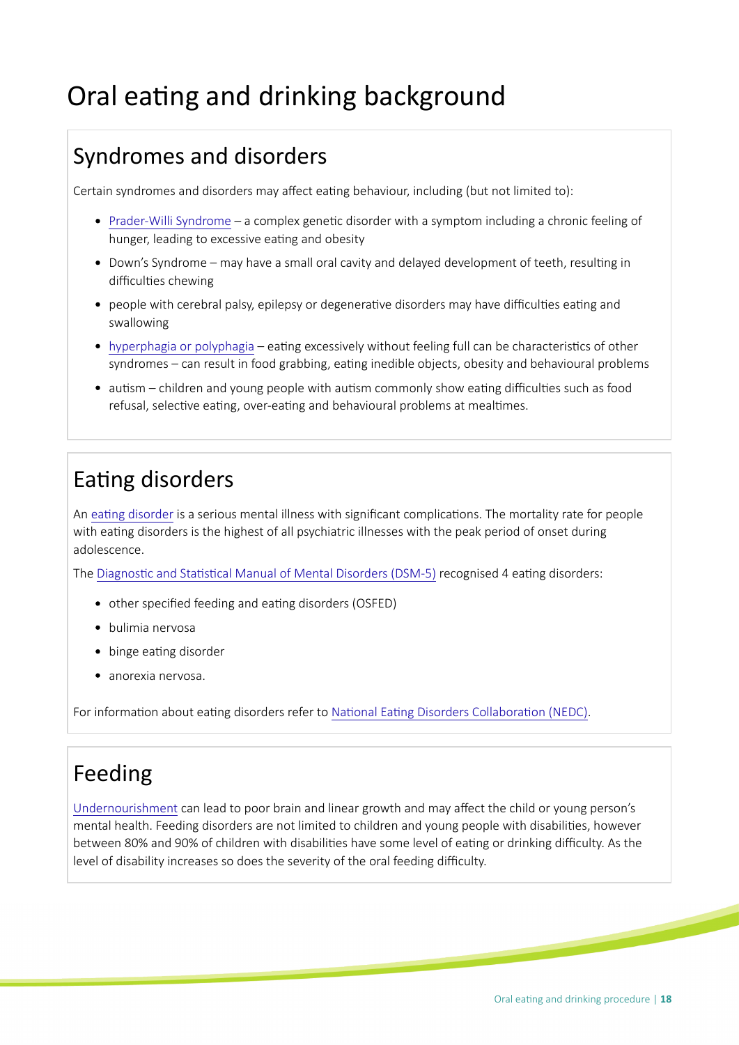# Oral eating and drinking background

## Syndromes and disorders

Certain syndromes and disorders may affect eating behaviour, including (but not limited to):

- Prader-Willi Syndrome – a complex genetic disorder with a symptom including a chronic feeling of hunger, leading to excessive eating and obesity
- Down's Syndrome – may have a small oral cavity and delayed development of teeth, resulting in difficulties chewing
- people with cerebral palsy, epilepsy or degenerative disorders may have difficulties eating and swallowing
- hyperphagia or polyphagia – eating excessively without feeling full can be characteristics of other syndromes – can result in food grabbing, eating inedible objects, obesity and behavioural problems
- autism – children and young people with autism commonly show eating difficulties such as food refusal, selective eating, over-eating and behavioural problems at mealtimes.

## Eating disorders

An eating disorder is a serious mental illness with significant complications. The mortality rate for people with eating disorders is the highest of all psychiatric illnesses with the peak period of onset during adolescence.

The Diagnostic and Statistical Manual of Mental Disorders (DSM-5) recognised 4 eating disorders:

- other specified feeding and eating disorders (OSFED)
- bulimia nervosa
- binge eating disorder
- anorexia nervosa.

For information about eating disorders refer to National Eating Disorders Collaboration (NEDC).

## Feeding

Undernourishment can lead to poor brain and linear growth and may affect the child or young person's mental health. Feeding disorders are not limited to children and young people with disabilities, however between 80% and 90% of children with disabilities have some level of eating or drinking difficulty. As the level of disability increases so does the severity of the oral feeding difficulty.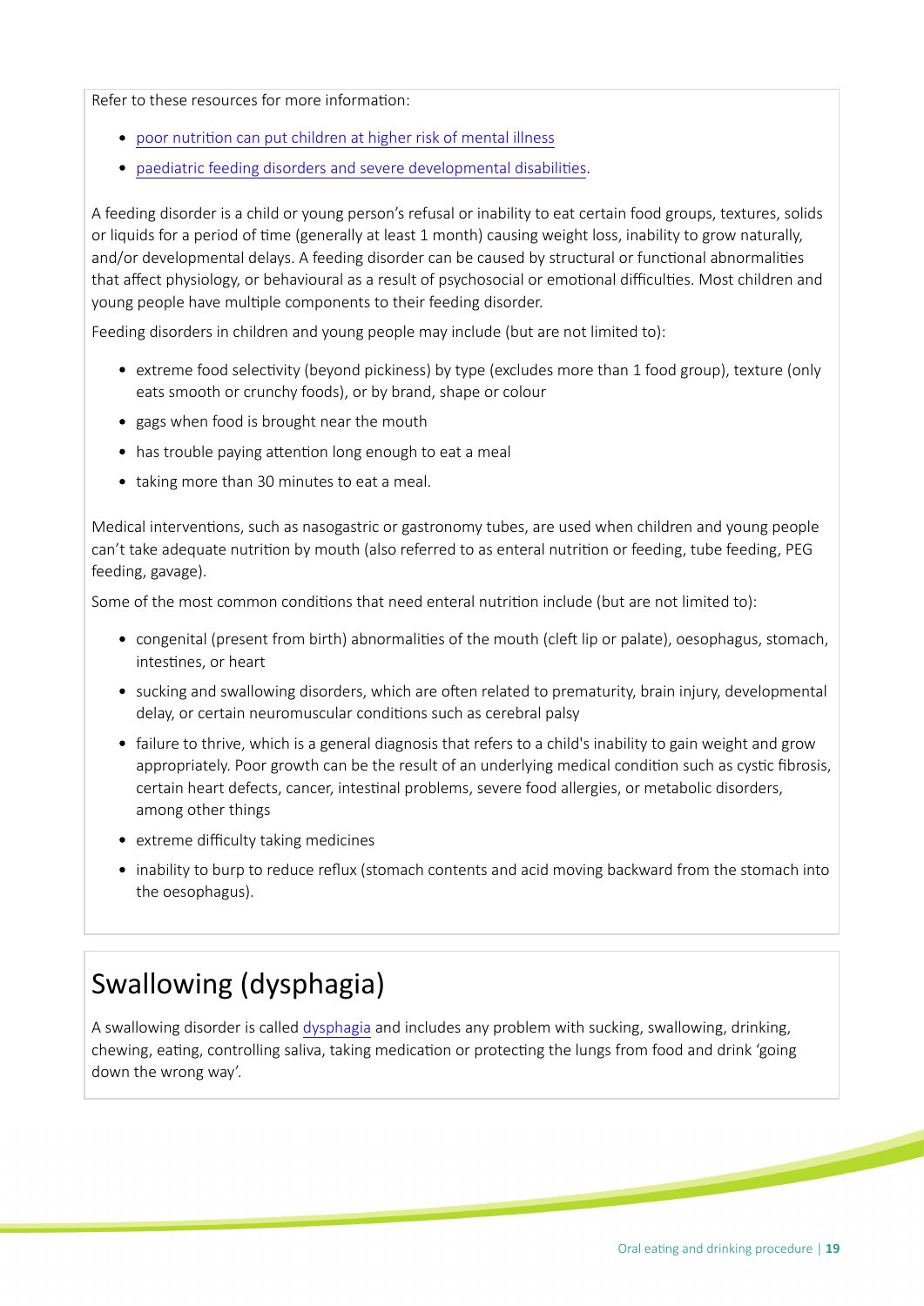Refer to these resources for more information:

- poor nutrition can put children at higher risk of mental illness
- paediatric feeding disorders and severe developmental disabilities.

A feeding disorder is a child or young person's refusal or inability to eat certain food groups, textures, solids or liquids for a period of time (generally at least 1 month) causing weight loss, inability to grow naturally, and/or developmental delays. A feeding disorder can be caused by structural or functional abnormalities that affect physiology, or behavioural as a result of psychosocial or emotional difficulties. Most children and young people have multiple components to their feeding disorder.

Feeding disorders in children and young people may include (but are not limited to):

- extreme food selectivity (beyond pickiness) by type (excludes more than 1 food group), texture (only eats smooth or crunchy foods), or by brand, shape or colour
- gags when food is brought near the mouth
- has trouble paying attention long enough to eat a meal
- taking more than 30 minutes to eat a meal.

Medical interventions, such as nasogastric or gastronomy tubes, are used when children and young people can't take adequate nutrition by mouth (also referred to as enteral nutrition or feeding, tube feeding, PEG feeding, gavage).

Some of the most common conditions that need enteral nutrition include (but are not limited to):

- congenital (present from birth) abnormalities of the mouth (cleft lip or palate), oesophagus, stomach, intestines, or heart
- sucking and swallowing disorders, which are often related to prematurity, brain injury, developmental delay, or certain neuromuscular conditions such as cerebral palsy
- failure to thrive, which is a general diagnosis that refers to a child's inability to gain weight and grow appropriately. Poor growth can be the result of an underlying medical condition such as cystic fibrosis, certain heart defects, cancer, intestinal problems, severe food allergies, or metabolic disorders, among other things
- extreme difficulty taking medicines
- inability to burp to reduce reflux (stomach contents and acid moving backward from the stomach into the oesophagus).

## Swallowing (dysphagia)

A swallowing disorder is called dysphagia and includes any problem with sucking, swallowing, drinking, chewing, eating, controlling saliva, taking medication or protecting the lungs from food and drink 'going down the wrong way'.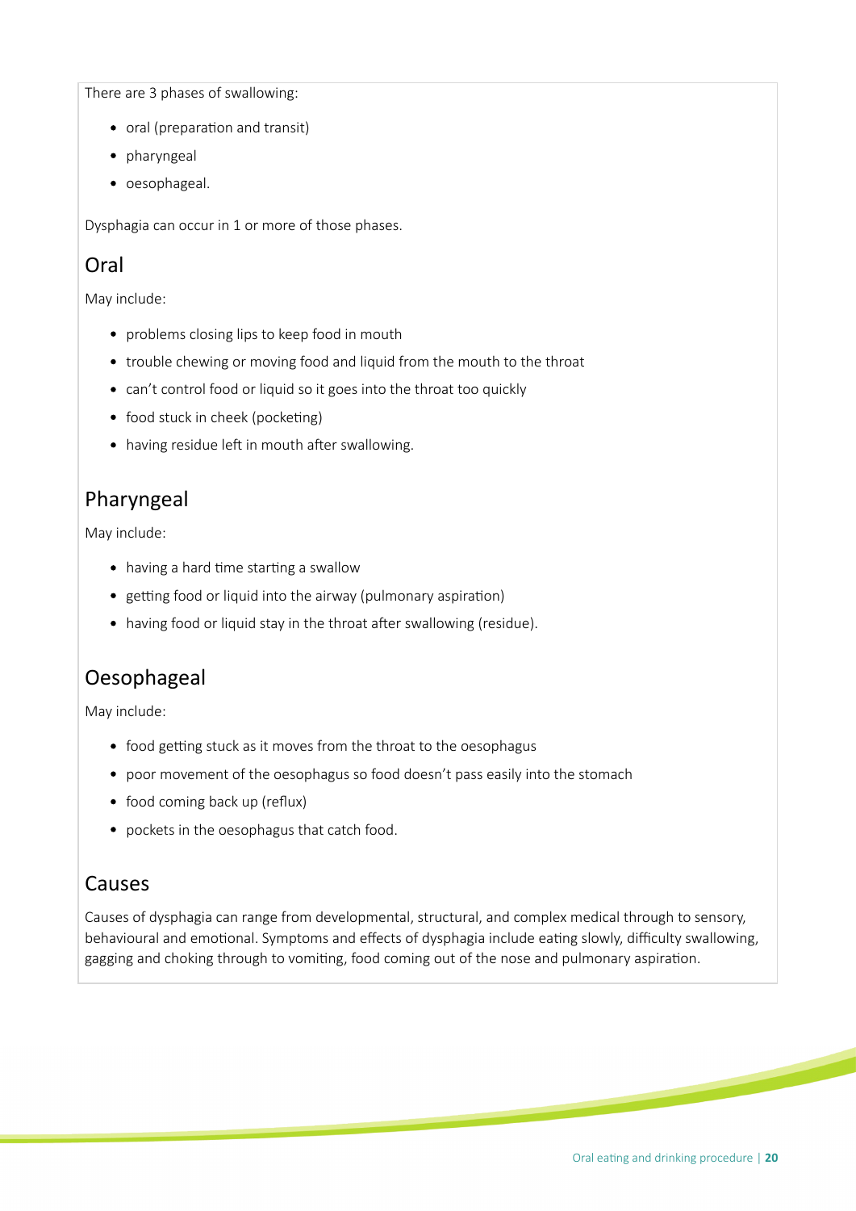There are 3 phases of swallowing:

- oral (preparation and transit)
- pharyngeal
- oesophageal.

Dysphagia can occur in 1 or more of those phases.

## Oral

May include:

- problems closing lips to keep food in mouth
- trouble chewing or moving food and liquid from the mouth to the throat
- can't control food or liquid so it goes into the throat too quickly
- food stuck in cheek (pocketing)
- having residue left in mouth after swallowing.

## Pharyngeal

May include:

- having a hard time starting a swallow
- getting food or liquid into the airway (pulmonary aspiration)
- having food or liquid stay in the throat after swallowing (residue).

## Oesophageal

May include:

- food getting stuck as it moves from the throat to the oesophagus
- poor movement of the oesophagus so food doesn't pass easily into the stomach
- food coming back up (reflux)
- pockets in the oesophagus that catch food.

## Causes

Causes of dysphagia can range from developmental, structural, and complex medical through to sensory, behavioural and emotional. Symptoms and effects of dysphagia include eating slowly, difficulty swallowing, gagging and choking through to vomiting, food coming out of the nose and pulmonary aspiration.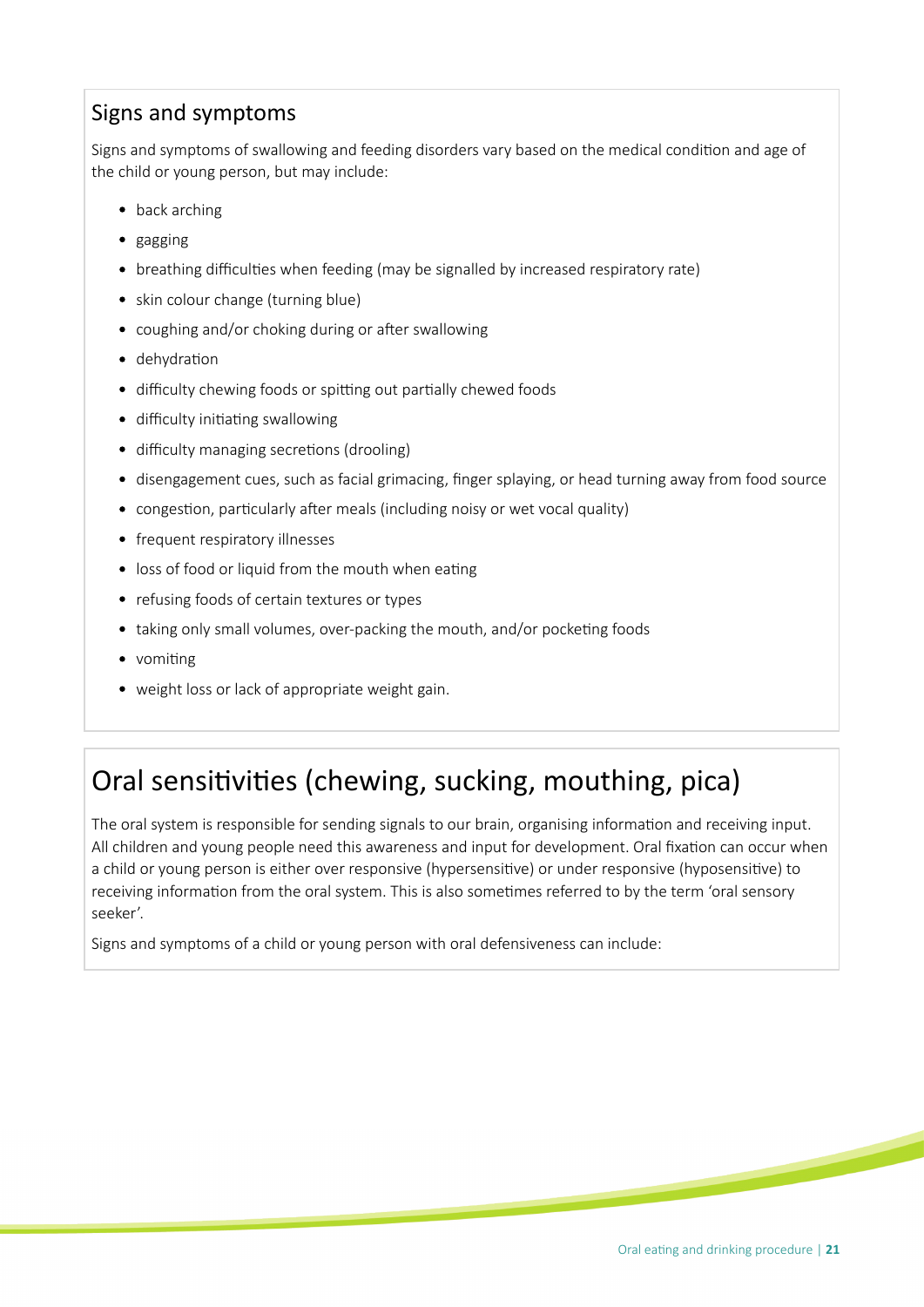## Signs and symptoms

Signs and symptoms of swallowing and feeding disorders vary based on the medical condition and age of the child or young person, but may include:

- back arching
- gagging
- breathing difficulties when feeding (may be signalled by increased respiratory rate)
- skin colour change (turning blue)
- coughing and/or choking during or after swallowing
- dehydration
- difficulty chewing foods or spitting out partially chewed foods
- difficulty initiating swallowing
- difficulty managing secretions (drooling)
- disengagement cues, such as facial grimacing, finger splaying, or head turning away from food source
- congestion, particularly after meals (including noisy or wet vocal quality)
- frequent respiratory illnesses
- loss of food or liquid from the mouth when eating
- refusing foods of certain textures or types
- taking only small volumes, over-packing the mouth, and/or pocketing foods
- vomiting
- weight loss or lack of appropriate weight gain.

# Oral sensitivities (chewing, sucking, mouthing, pica)

The oral system is responsible for sending signals to our brain, organising information and receiving input. All children and young people need this awareness and input for development. Oral fixation can occur when a child or young person is either over responsive (hypersensitive) or under responsive (hyposensitive) to receiving information from the oral system. This is also sometimes referred to by the term 'oral sensory seeker'.

Signs and symptoms of a child or young person with oral defensiveness can include: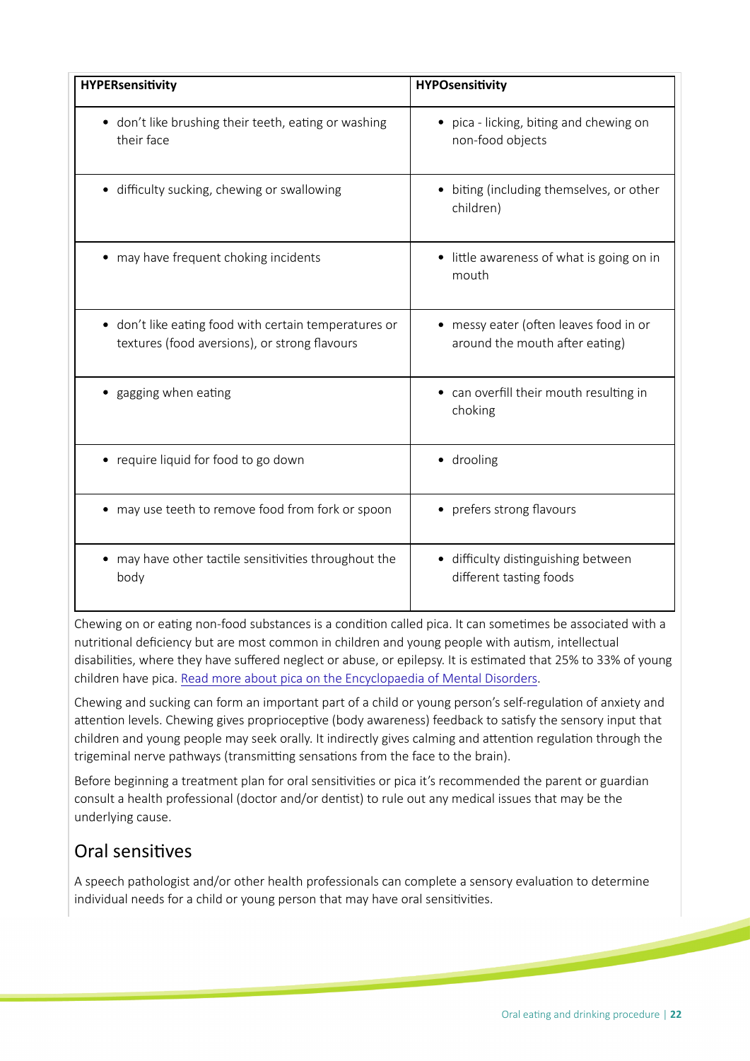| HYPERsensitivity | HYPOsensitivity |
|---|---|
| • don't like brushing their teeth, eating or washing their face | • pica - licking, biting and chewing on non-food objects |
| • difficulty sucking, chewing or swallowing | • biting (including themselves, or other children) |
| • may have frequent choking incidents | • little awareness of what is going on in mouth |
| • don't like eating food with certain temperatures or textures (food aversions), or strong flavours | • messy eater (often leaves food in or around the mouth after eating) |
| • gagging when eating | • can overfill their mouth resulting in choking |
| • require liquid for food to go down | • drooling |
| • may use teeth to remove food from fork or spoon | • prefers strong flavours |
| • may have other tactile sensitivities throughout the body | • difficulty distinguishing between different tasting foods |

Chewing on or eating non-food substances is a condition called pica. It can sometimes be associated with a nutritional deficiency but are most common in children and young people with autism, intellectual disabilities, where they have suffered neglect or abuse, or epilepsy. It is estimated that 25% to 33% of young children have pica. Read more about pica on the Encyclopaedia of Mental Disorders.

Chewing and sucking can form an important part of a child or young person's self-regulation of anxiety and attention levels. Chewing gives proprioceptive (body awareness) feedback to satisfy the sensory input that children and young people may seek orally. It indirectly gives calming and attention regulation through the trigeminal nerve pathways (transmitting sensations from the face to the brain).

Before beginning a treatment plan for oral sensitivities or pica it's recommended the parent or guardian consult a health professional (doctor and/or dentist) to rule out any medical issues that may be the underlying cause.

## Oral sensitives

A speech pathologist and/or other health professionals can complete a sensory evaluation to determine individual needs for a child or young person that may have oral sensitivities.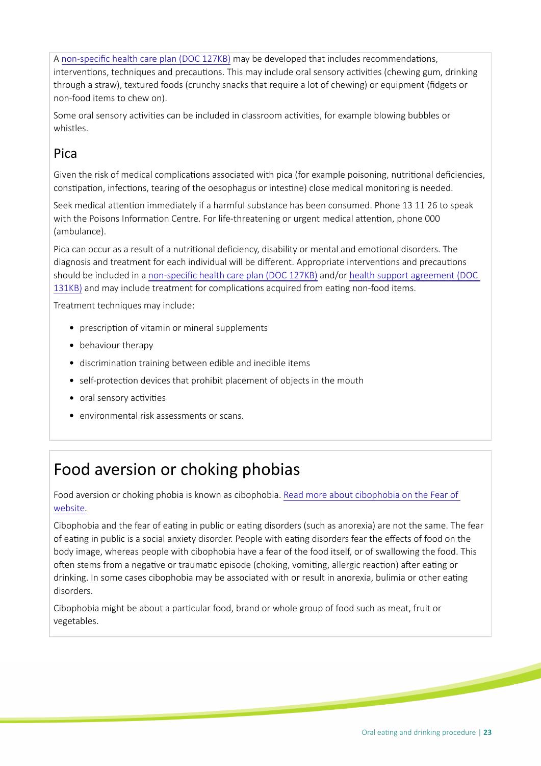A non-specific health care plan (DOC 127KB) may be developed that includes recommendations, interventions, techniques and precautions. This may include oral sensory activities (chewing gum, drinking through a straw), textured foods (crunchy snacks that require a lot of chewing) or equipment (fidgets or non-food items to chew on).

Some oral sensory activities can be included in classroom activities, for example blowing bubbles or whistles.

## Pica

Given the risk of medical complications associated with pica (for example poisoning, nutritional deficiencies, constipation, infections, tearing of the oesophagus or intestine) close medical monitoring is needed.

Seek medical attention immediately if a harmful substance has been consumed. Phone 13 11 26 to speak with the Poisons Information Centre. For life-threatening or urgent medical attention, phone 000 (ambulance).

Pica can occur as a result of a nutritional deficiency, disability or mental and emotional disorders. The diagnosis and treatment for each individual will be different. Appropriate interventions and precautions should be included in a non-specific health care plan (DOC 127KB) and/or health support agreement (DOC 131KB) and may include treatment for complications acquired from eating non-food items.

Treatment techniques may include:

- prescription of vitamin or mineral supplements
- behaviour therapy
- discrimination training between edible and inedible items
- self-protection devices that prohibit placement of objects in the mouth
- oral sensory activities
- environmental risk assessments or scans.

# Food aversion or choking phobias

Food aversion or choking phobia is known as cibophobia. Read more about cibophobia on the Fear of website.

Cibophobia and the fear of eating in public or eating disorders (such as anorexia) are not the same. The fear of eating in public is a social anxiety disorder. People with eating disorders fear the effects of food on the body image, whereas people with cibophobia have a fear of the food itself, or of swallowing the food. This often stems from a negative or traumatic episode (choking, vomiting, allergic reaction) after eating or drinking. In some cases cibophobia may be associated with or result in anorexia, bulimia or other eating disorders.

Cibophobia might be about a particular food, brand or whole group of food such as meat, fruit or vegetables.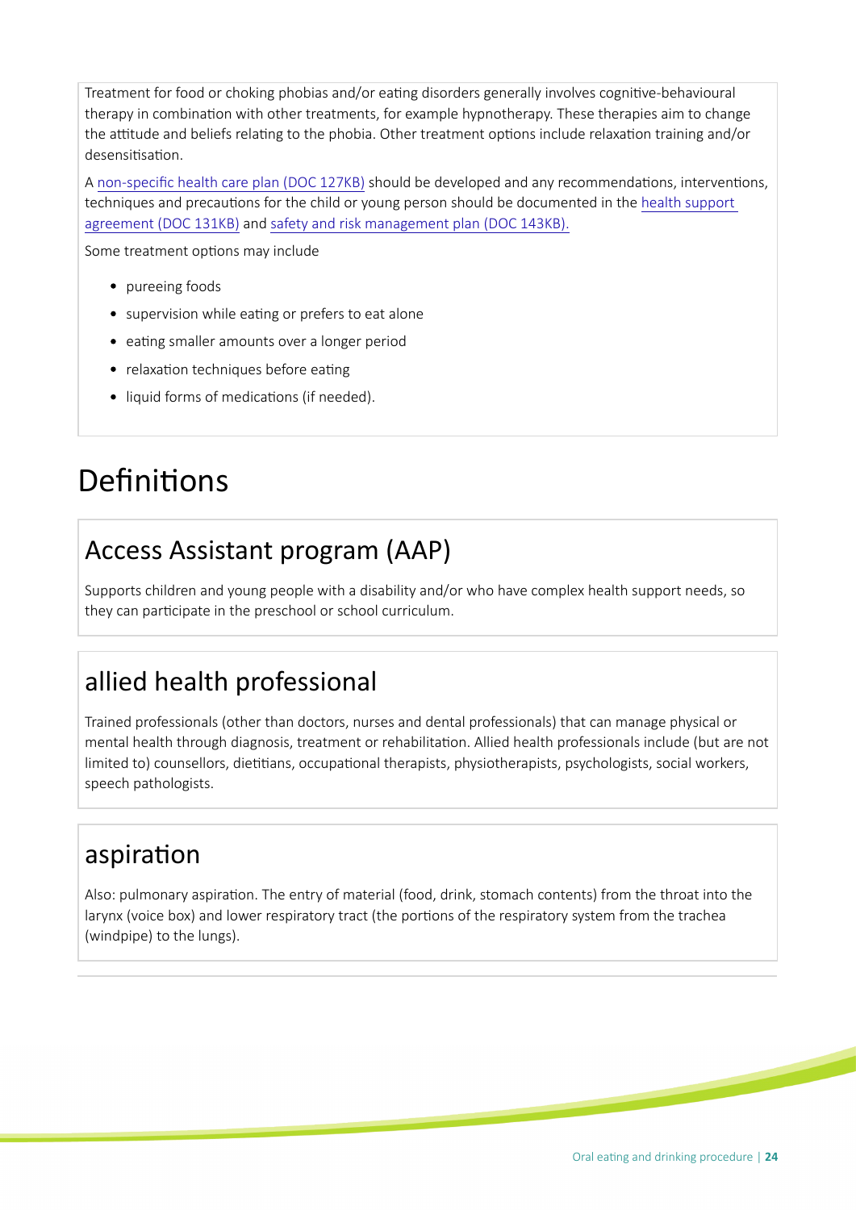Treatment for food or choking phobias and/or eating disorders generally involves cognitive-behavioural therapy in combination with other treatments, for example hypnotherapy. These therapies aim to change the attitude and beliefs relating to the phobia. Other treatment options include relaxation training and/or desensitisation.

A non-specific health care plan (DOC 127KB) should be developed and any recommendations, interventions, techniques and precautions for the child or young person should be documented in the health support agreement (DOC 131KB) and safety and risk management plan (DOC 143KB).

Some treatment options may include

- pureeing foods
- supervision while eating or prefers to eat alone
- eating smaller amounts over a longer period
- relaxation techniques before eating
- liquid forms of medications (if needed).

# Definitions

## Access Assistant program (AAP)

Supports children and young people with a disability and/or who have complex health support needs, so they can participate in the preschool or school curriculum.

## allied health professional

Trained professionals (other than doctors, nurses and dental professionals) that can manage physical or mental health through diagnosis, treatment or rehabilitation. Allied health professionals include (but are not limited to) counsellors, dietitians, occupational therapists, physiotherapists, psychologists, social workers, speech pathologists.

## aspiration

Also: pulmonary aspiration. The entry of material (food, drink, stomach contents) from the throat into the larynx (voice box) and lower respiratory tract (the portions of the respiratory system from the trachea (windpipe) to the lungs).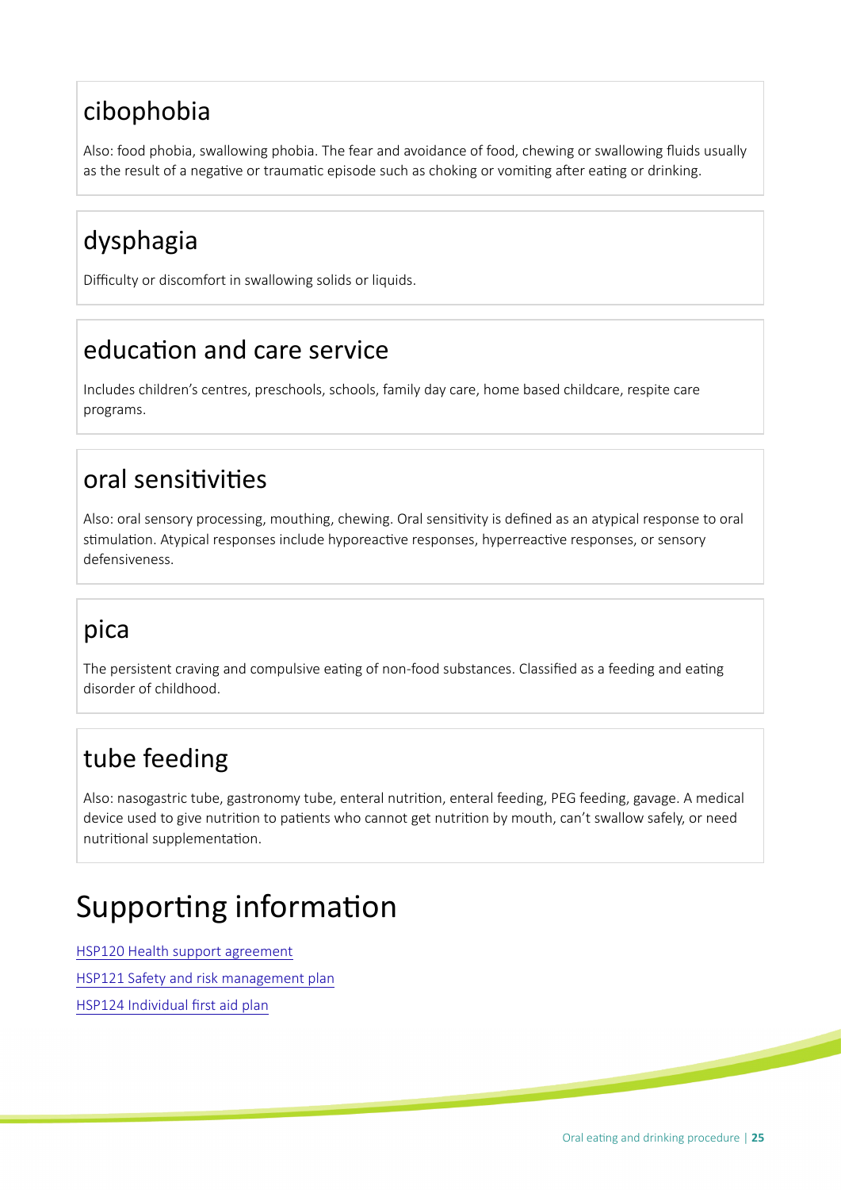## cibophobia

Also: food phobia, swallowing phobia. The fear and avoidance of food, chewing or swallowing fluids usually as the result of a negative or traumatic episode such as choking or vomiting after eating or drinking.

## dysphagia

Difficulty or discomfort in swallowing solids or liquids.

## education and care service

Includes children's centres, preschools, schools, family day care, home based childcare, respite care programs.

## oral sensitivities

Also: oral sensory processing, mouthing, chewing. Oral sensitivity is defined as an atypical response to oral stimulation. Atypical responses include hyporeactive responses, hyperreactive responses, or sensory defensiveness.

## pica

The persistent craving and compulsive eating of non-food substances. Classified as a feeding and eating disorder of childhood.

## tube feeding

Also: nasogastric tube, gastronomy tube, enteral nutrition, enteral feeding, PEG feeding, gavage. A medical device used to give nutrition to patients who cannot get nutrition by mouth, can't swallow safely, or need nutritional supplementation.

# Supporting information

HSP120 Health support agreement

HSP121 Safety and risk management plan

HSP124 Individual first aid plan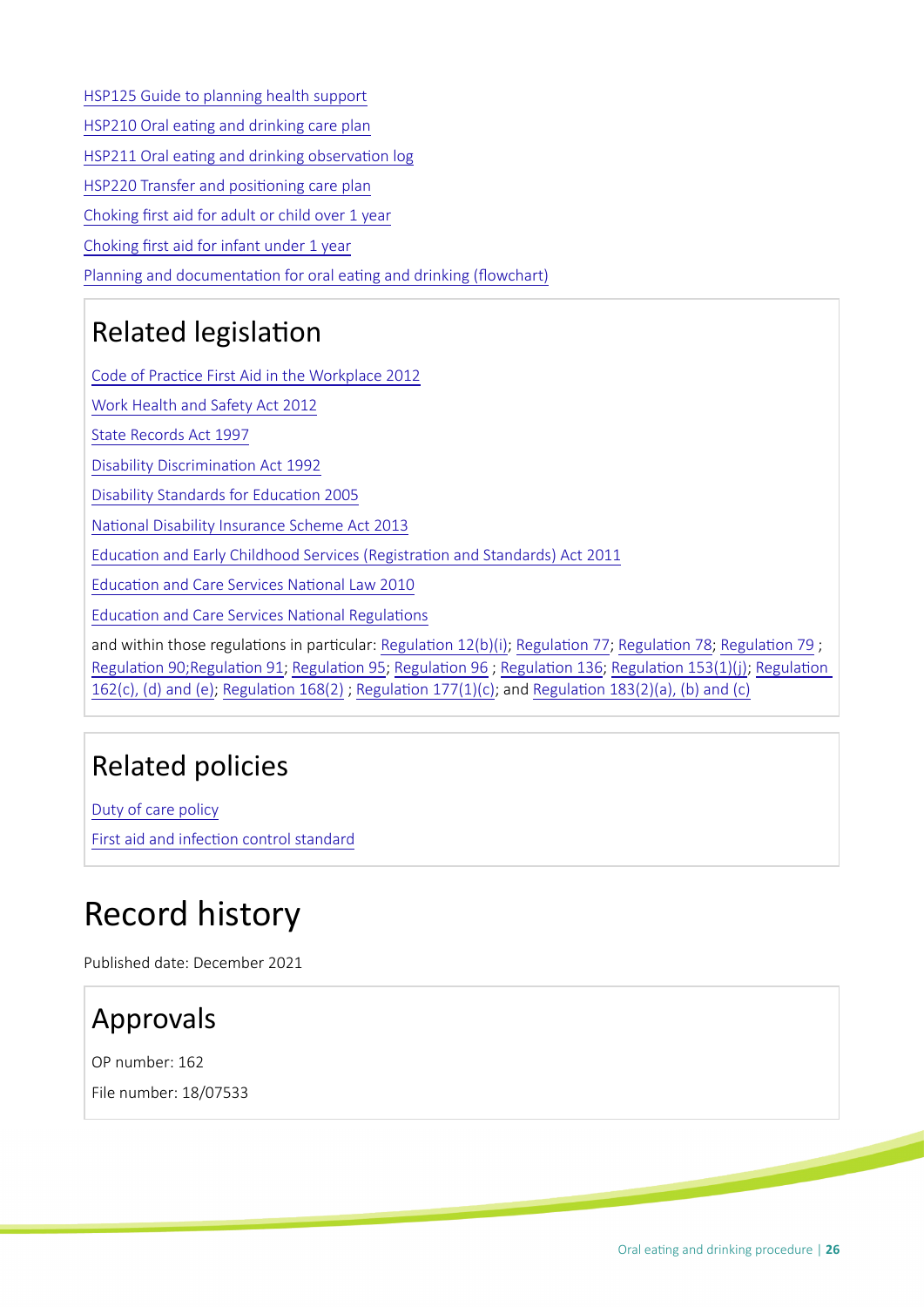HSP125 Guide to planning health support

HSP210 Oral eating and drinking care plan

HSP211 Oral eating and drinking observation log

HSP220 Transfer and positioning care plan

Choking first aid for adult or child over 1 year

Choking first aid for infant under 1 year

Planning and documentation for oral eating and drinking (flowchart)

## Related legislation

Code of Practice First Aid in the Workplace 2012

Work Health and Safety Act 2012

State Records Act 1997

Disability Discrimination Act 1992

Disability Standards for Education 2005

National Disability Insurance Scheme Act 2013

Education and Early Childhood Services (Registration and Standards) Act 2011

Education and Care Services National Law 2010

Education and Care Services National Regulations

and within those regulations in particular: Regulation 12(b)(i); Regulation 77; Regulation 78; Regulation 79 ; Regulation 90;Regulation 91; Regulation 95; Regulation 96 ; Regulation 136; Regulation 153(1)(j); Regulation 162(c), (d) and (e); Regulation 168(2) ; Regulation 177(1)(c); and Regulation 183(2)(a), (b) and (c)

## Related policies

Duty of care policy

First aid and infection control standard

# Record history

Published date: December 2021

## Approvals

OP number: 162

File number: 18/07533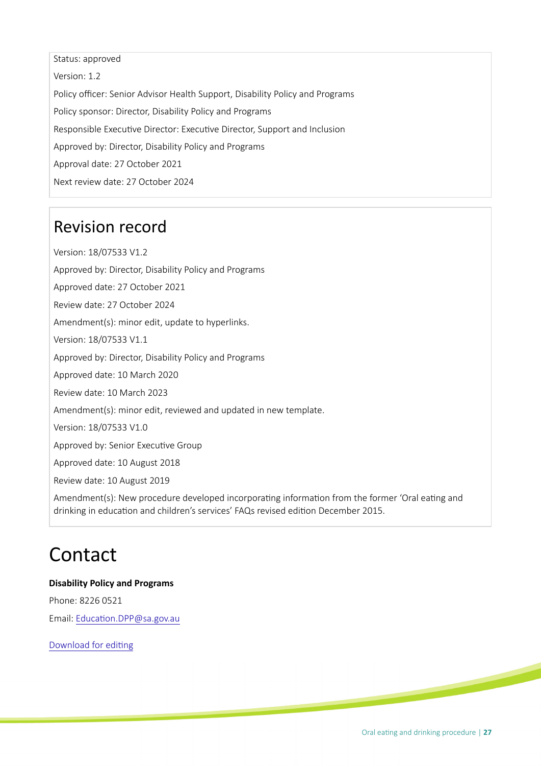Status: approved

Version: 1.2

Policy officer: Senior Advisor Health Support, Disability Policy and Programs

Policy sponsor: Director, Disability Policy and Programs

Responsible Executive Director: Executive Director, Support and Inclusion

Approved by: Director, Disability Policy and Programs

Approval date: 27 October 2021

Next review date: 27 October 2024

## Revision record

Version: 18/07533 V1.2

Approved by: Director, Disability Policy and Programs

Approved date: 27 October 2021

Review date: 27 October 2024

Amendment(s): minor edit, update to hyperlinks.

Version: 18/07533 V1.1

Approved by: Director, Disability Policy and Programs

Approved date: 10 March 2020

Review date: 10 March 2023

Amendment(s): minor edit, reviewed and updated in new template.

Version: 18/07533 V1.0

Approved by: Senior Executive Group

Approved date: 10 August 2018

Review date: 10 August 2019

Amendment(s): New procedure developed incorporating information from the former 'Oral eating and drinking in education and children's services' FAQs revised edition December 2015.

# Contact

**Disability Policy and Programs**

Phone: 8226 0521

Email: Education.DPP@sa.gov.au

Download for editing